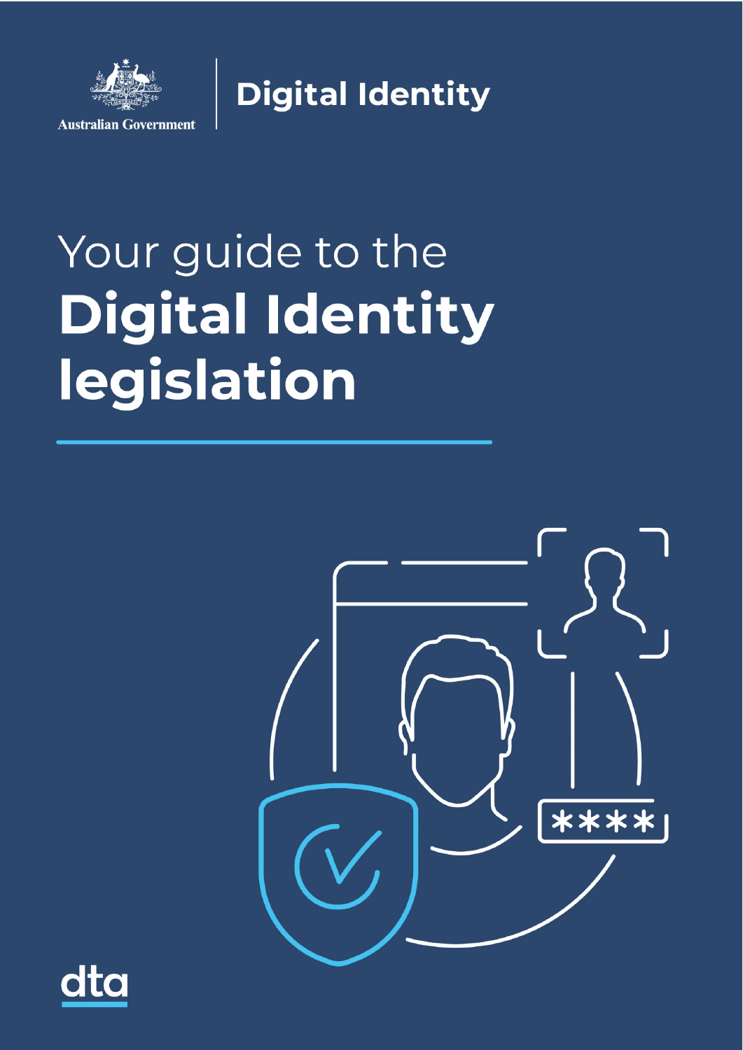Australian Government

Digital Identity

# Your guide to the **Digital Identity legislation**

dta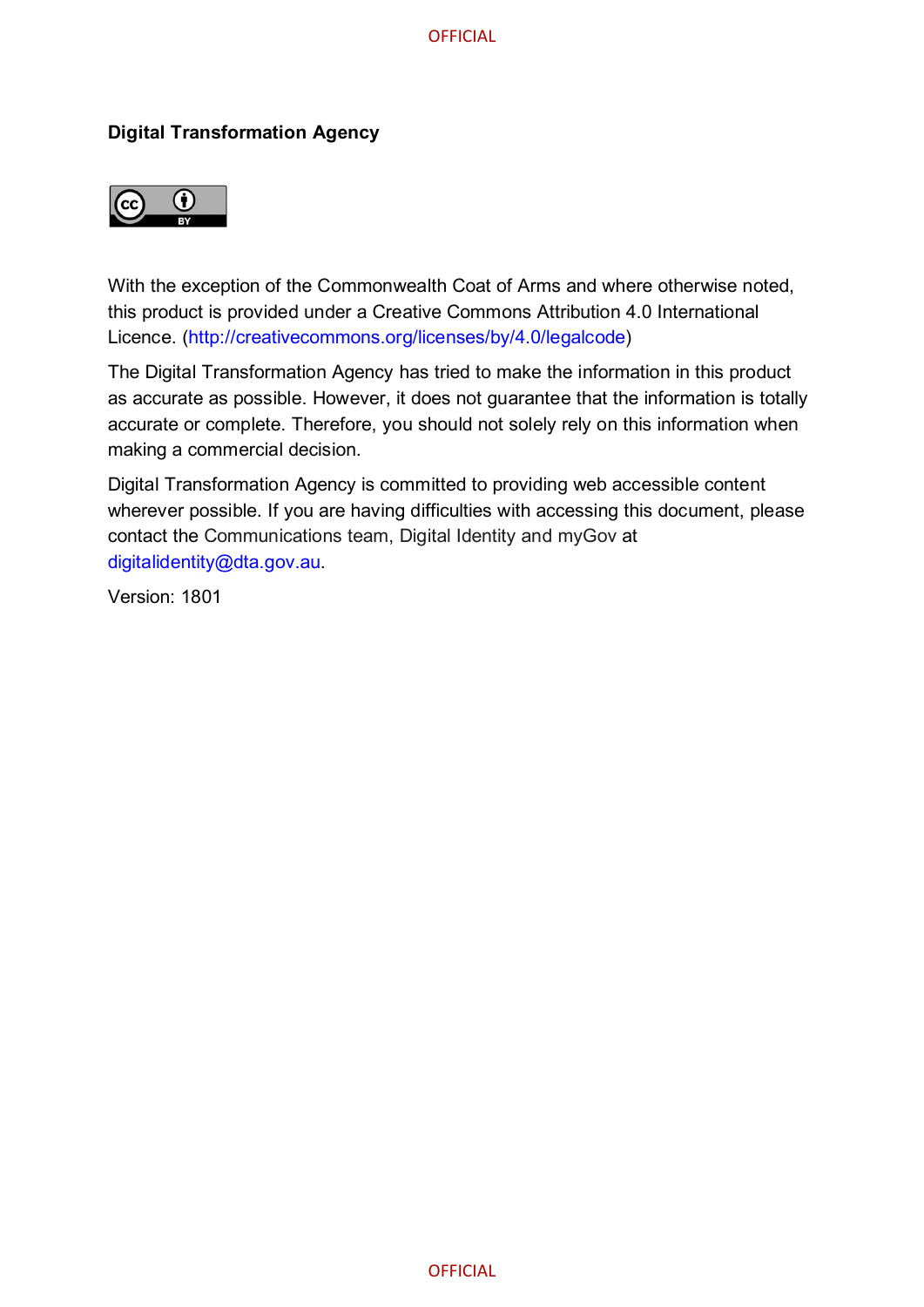**Digital Transformation Agency**

With the exception of the Commonwealth Coat of Arms and where otherwise noted, this product is provided under a Creative Commons Attribution 4.0 International Licence. (http://creativecommons.org/licenses/by/4.0/legalcode)

The Digital Transformation Agency has tried to make the information in this product as accurate as possible. However, it does not guarantee that the information is totally accurate or complete. Therefore, you should not solely rely on this information when making a commercial decision.

Digital Transformation Agency is committed to providing web accessible content wherever possible. If you are having difficulties with accessing this document, please contact the Communications team, Digital Identity and myGov at digitalidentity@dta.gov.au.

Version: 1801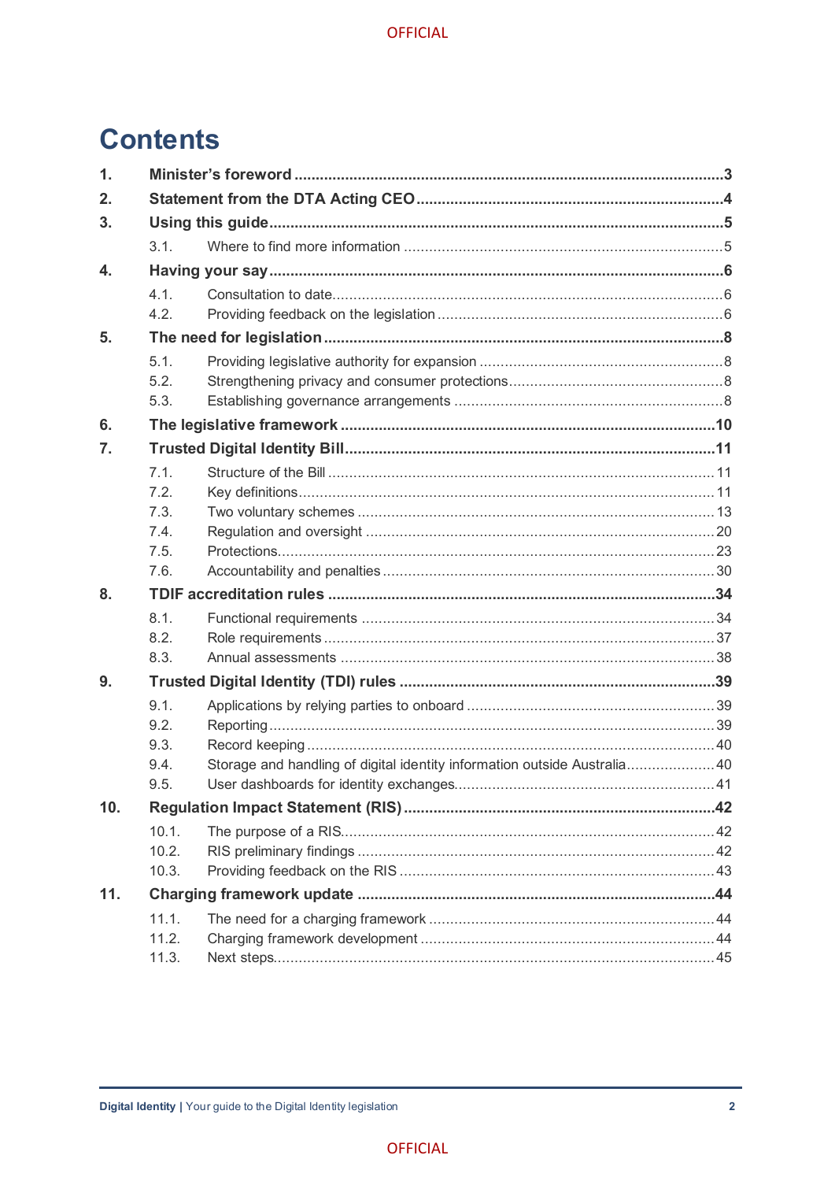# Contents

1. **Minister's foreword** ..... 3
2. **Statement from the DTA Acting CEO** ..... 4
3. **Using this guide** ..... 5
   - 3.1. Where to find more information ..... 5
4. **Having your say** ..... 6
   - 4.1. Consultation to date ..... 6
   - 4.2. Providing feedback on the legislation ..... 6
5. **The need for legislation** ..... 8
   - 5.1. Providing legislative authority for expansion ..... 8
   - 5.2. Strengthening privacy and consumer protections ..... 8
   - 5.3. Establishing governance arrangements ..... 8
6. **The legislative framework** ..... 10
7. **Trusted Digital Identity Bill** ..... 11
   - 7.1. Structure of the Bill ..... 11
   - 7.2. Key definitions ..... 11
   - 7.3. Two voluntary schemes ..... 13
   - 7.4. Regulation and oversight ..... 20
   - 7.5. Protections ..... 23
   - 7.6. Accountability and penalties ..... 30
8. **TDIF accreditation rules** ..... 34
   - 8.1. Functional requirements ..... 34
   - 8.2. Role requirements ..... 37
   - 8.3. Annual assessments ..... 38
9. **Trusted Digital Identity (TDI) rules** ..... 39
   - 9.1. Applications by relying parties to onboard ..... 39
   - 9.2. Reporting ..... 39
   - 9.3. Record keeping ..... 40
   - 9.4. Storage and handling of digital identity information outside Australia ..... 40
   - 9.5. User dashboards for identity exchanges ..... 41
10. **Regulation Impact Statement (RIS)** ..... 42
    - 10.1. The purpose of a RIS ..... 42
    - 10.2. RIS preliminary findings ..... 42
    - 10.3. Providing feedback on the RIS ..... 43
11. **Charging framework update** ..... 44
    - 11.1. The need for a charging framework ..... 44
    - 11.2. Charging framework development ..... 44
    - 11.3. Next steps ..... 45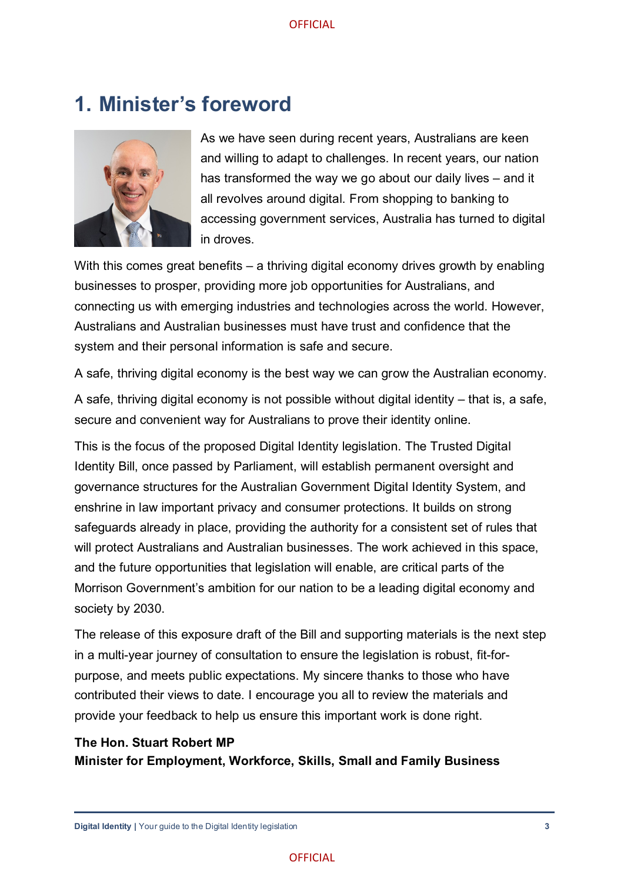# 1. Minister's foreword

As we have seen during recent years, Australians are keen and willing to adapt to challenges. In recent years, our nation has transformed the way we go about our daily lives – and it all revolves around digital. From shopping to banking to accessing government services, Australia has turned to digital in droves.

With this comes great benefits – a thriving digital economy drives growth by enabling businesses to prosper, providing more job opportunities for Australians, and connecting us with emerging industries and technologies across the world. However, Australians and Australian businesses must have trust and confidence that the system and their personal information is safe and secure.

A safe, thriving digital economy is the best way we can grow the Australian economy.

A safe, thriving digital economy is not possible without digital identity – that is, a safe, secure and convenient way for Australians to prove their identity online.

This is the focus of the proposed Digital Identity legislation. The Trusted Digital Identity Bill, once passed by Parliament, will establish permanent oversight and governance structures for the Australian Government Digital Identity System, and enshrine in law important privacy and consumer protections. It builds on strong safeguards already in place, providing the authority for a consistent set of rules that will protect Australians and Australian businesses. The work achieved in this space, and the future opportunities that legislation will enable, are critical parts of the Morrison Government's ambition for our nation to be a leading digital economy and society by 2030.

The release of this exposure draft of the Bill and supporting materials is the next step in a multi-year journey of consultation to ensure the legislation is robust, fit-for-purpose, and meets public expectations. My sincere thanks to those who have contributed their views to date. I encourage you all to review the materials and provide your feedback to help us ensure this important work is done right.

**The Hon. Stuart Robert MP**
**Minister for Employment, Workforce, Skills, Small and Family Business**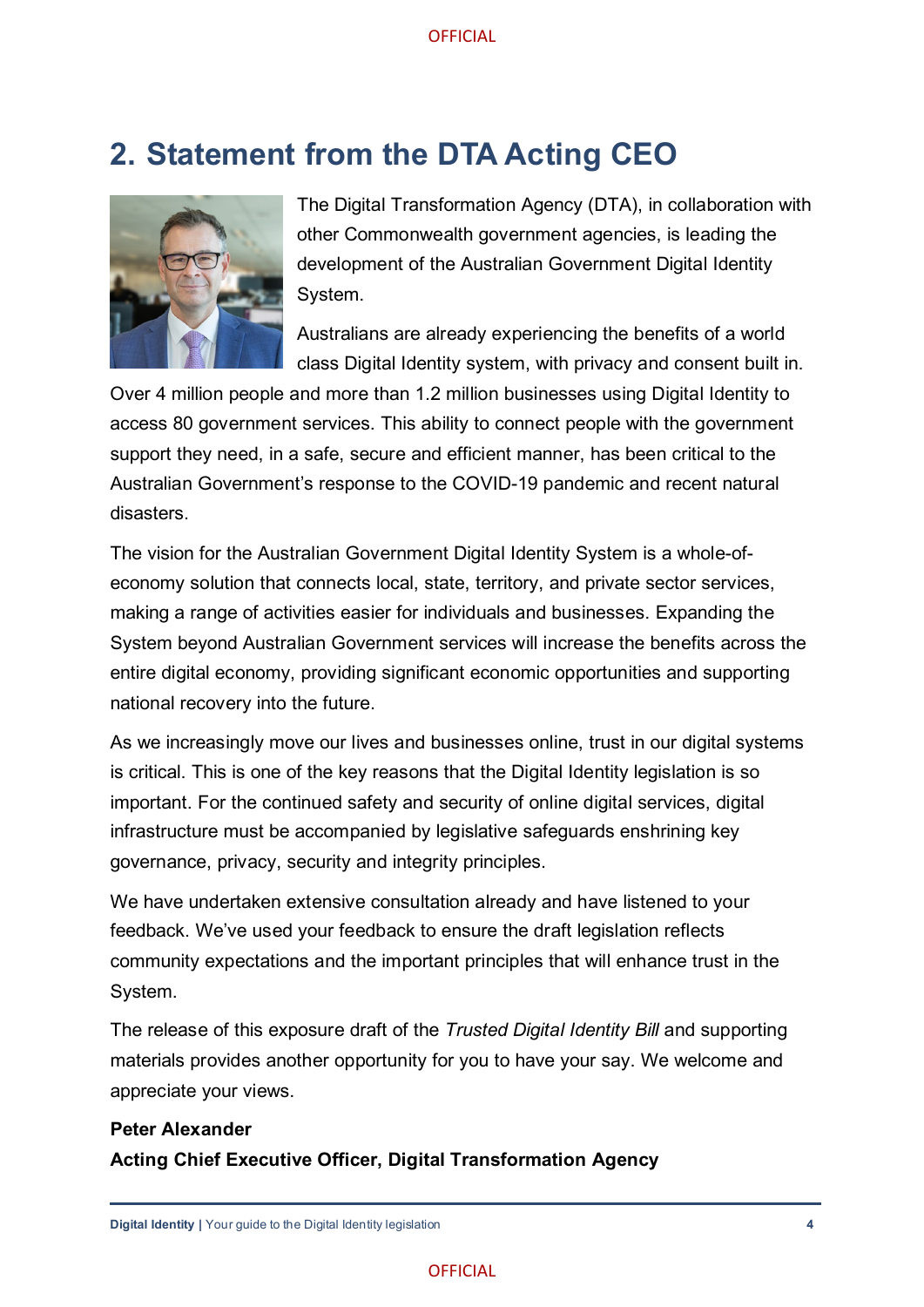## 2. Statement from the DTA Acting CEO

The Digital Transformation Agency (DTA), in collaboration with other Commonwealth government agencies, is leading the development of the Australian Government Digital Identity System.

Australians are already experiencing the benefits of a world class Digital Identity system, with privacy and consent built in. Over 4 million people and more than 1.2 million businesses using Digital Identity to access 80 government services. This ability to connect people with the government support they need, in a safe, secure and efficient manner, has been critical to the Australian Government's response to the COVID-19 pandemic and recent natural disasters.

The vision for the Australian Government Digital Identity System is a whole-of-economy solution that connects local, state, territory, and private sector services, making a range of activities easier for individuals and businesses. Expanding the System beyond Australian Government services will increase the benefits across the entire digital economy, providing significant economic opportunities and supporting national recovery into the future.

As we increasingly move our lives and businesses online, trust in our digital systems is critical. This is one of the key reasons that the Digital Identity legislation is so important. For the continued safety and security of online digital services, digital infrastructure must be accompanied by legislative safeguards enshrining key governance, privacy, security and integrity principles.

We have undertaken extensive consultation already and have listened to your feedback. We've used your feedback to ensure the draft legislation reflects community expectations and the important principles that will enhance trust in the System.

The release of this exposure draft of the *Trusted Digital Identity Bill* and supporting materials provides another opportunity for you to have your say. We welcome and appreciate your views.

**Peter Alexander**

**Acting Chief Executive Officer, Digital Transformation Agency**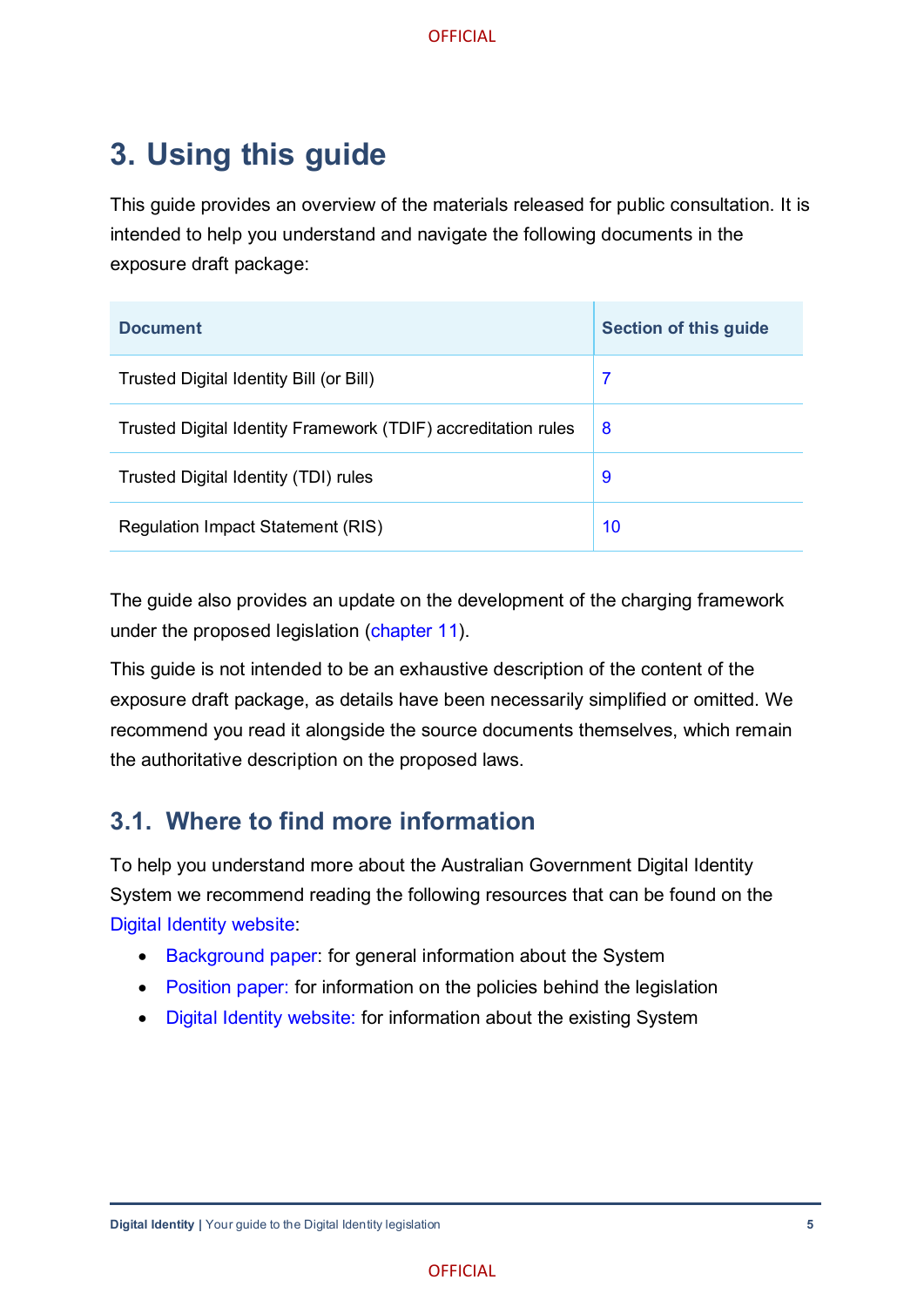# 3. Using this guide

This guide provides an overview of the materials released for public consultation. It is intended to help you understand and navigate the following documents in the exposure draft package:

| Document | Section of this guide |
| --- | --- |
| Trusted Digital Identity Bill (or Bill) | 7 |
| Trusted Digital Identity Framework (TDIF) accreditation rules | 8 |
| Trusted Digital Identity (TDI) rules | 9 |
| Regulation Impact Statement (RIS) | 10 |

The guide also provides an update on the development of the charging framework under the proposed legislation (chapter 11).

This guide is not intended to be an exhaustive description of the content of the exposure draft package, as details have been necessarily simplified or omitted. We recommend you read it alongside the source documents themselves, which remain the authoritative description on the proposed laws.

## 3.1. Where to find more information

To help you understand more about the Australian Government Digital Identity System we recommend reading the following resources that can be found on the Digital Identity website:

- Background paper: for general information about the System
- Position paper: for information on the policies behind the legislation
- Digital Identity website: for information about the existing System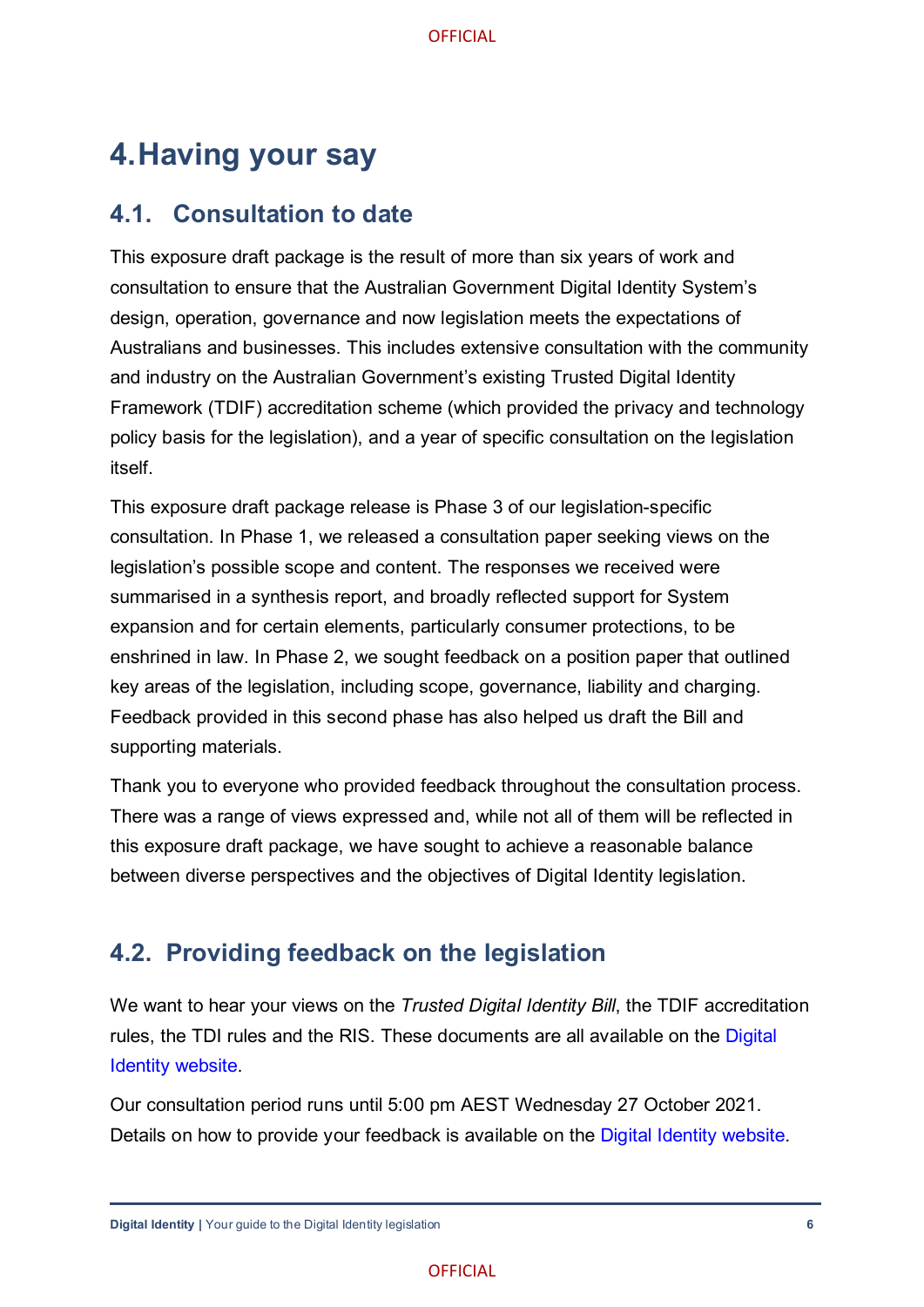# 4. Having your say

## 4.1. Consultation to date

This exposure draft package is the result of more than six years of work and consultation to ensure that the Australian Government Digital Identity System's design, operation, governance and now legislation meets the expectations of Australians and businesses. This includes extensive consultation with the community and industry on the Australian Government's existing Trusted Digital Identity Framework (TDIF) accreditation scheme (which provided the privacy and technology policy basis for the legislation), and a year of specific consultation on the legislation itself.

This exposure draft package release is Phase 3 of our legislation-specific consultation. In Phase 1, we released a consultation paper seeking views on the legislation's possible scope and content. The responses we received were summarised in a synthesis report, and broadly reflected support for System expansion and for certain elements, particularly consumer protections, to be enshrined in law. In Phase 2, we sought feedback on a position paper that outlined key areas of the legislation, including scope, governance, liability and charging. Feedback provided in this second phase has also helped us draft the Bill and supporting materials.

Thank you to everyone who provided feedback throughout the consultation process. There was a range of views expressed and, while not all of them will be reflected in this exposure draft package, we have sought to achieve a reasonable balance between diverse perspectives and the objectives of Digital Identity legislation.

## 4.2. Providing feedback on the legislation

We want to hear your views on the *Trusted Digital Identity Bill*, the TDIF accreditation rules, the TDI rules and the RIS. These documents are all available on the Digital Identity website.

Our consultation period runs until 5:00 pm AEST Wednesday 27 October 2021. Details on how to provide your feedback is available on the Digital Identity website.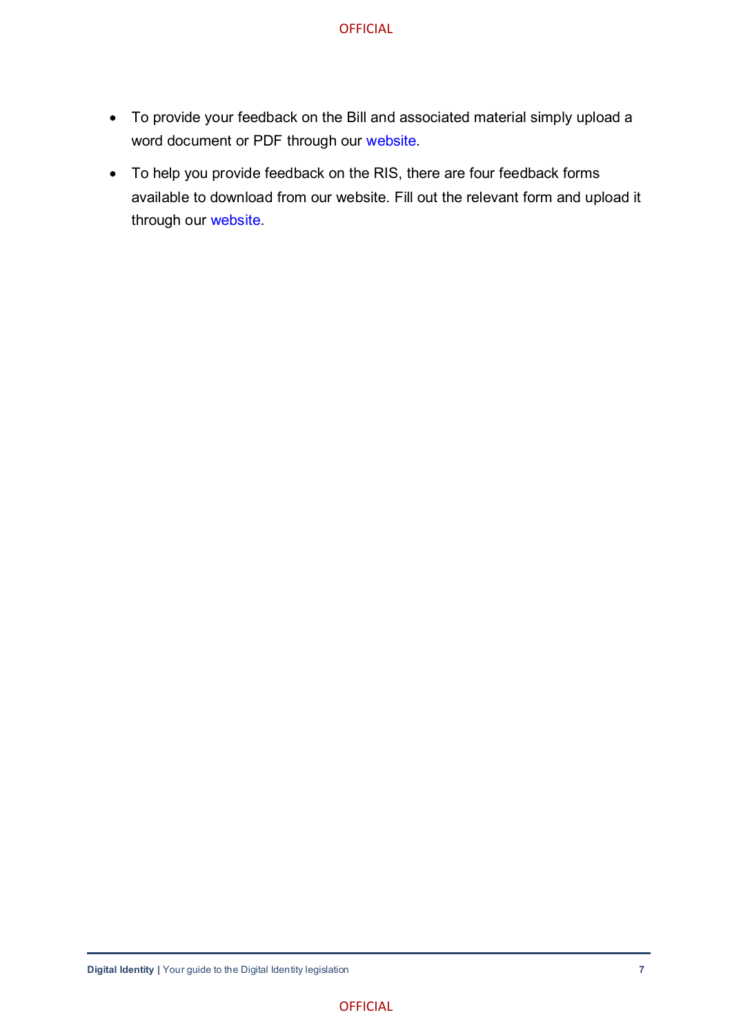- To provide your feedback on the Bill and associated material simply upload a word document or PDF through our website.
- To help you provide feedback on the RIS, there are four feedback forms available to download from our website. Fill out the relevant form and upload it through our website.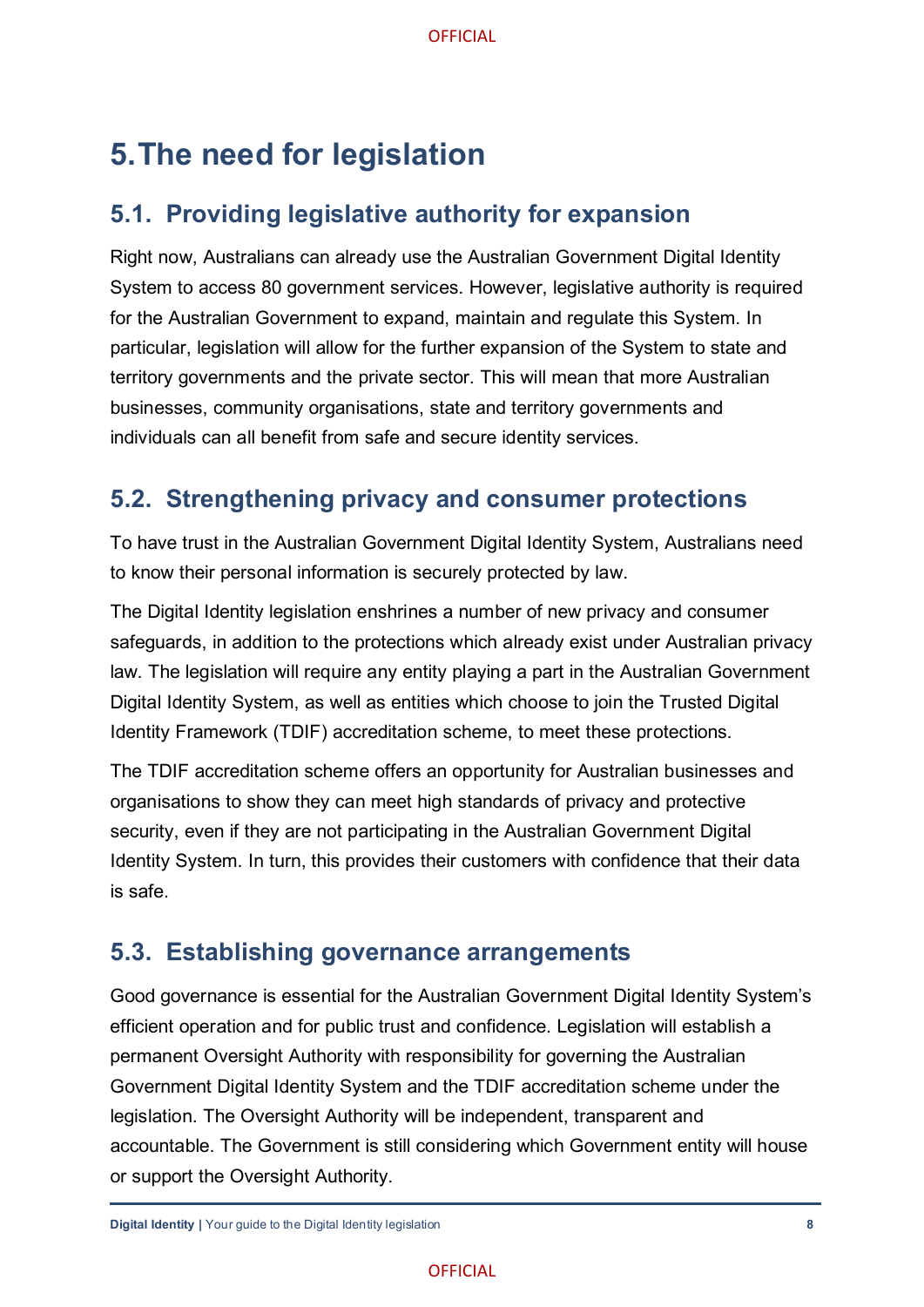# 5. The need for legislation

## 5.1. Providing legislative authority for expansion

Right now, Australians can already use the Australian Government Digital Identity System to access 80 government services. However, legislative authority is required for the Australian Government to expand, maintain and regulate this System. In particular, legislation will allow for the further expansion of the System to state and territory governments and the private sector. This will mean that more Australian businesses, community organisations, state and territory governments and individuals can all benefit from safe and secure identity services.

## 5.2. Strengthening privacy and consumer protections

To have trust in the Australian Government Digital Identity System, Australians need to know their personal information is securely protected by law.

The Digital Identity legislation enshrines a number of new privacy and consumer safeguards, in addition to the protections which already exist under Australian privacy law. The legislation will require any entity playing a part in the Australian Government Digital Identity System, as well as entities which choose to join the Trusted Digital Identity Framework (TDIF) accreditation scheme, to meet these protections.

The TDIF accreditation scheme offers an opportunity for Australian businesses and organisations to show they can meet high standards of privacy and protective security, even if they are not participating in the Australian Government Digital Identity System. In turn, this provides their customers with confidence that their data is safe.

## 5.3. Establishing governance arrangements

Good governance is essential for the Australian Government Digital Identity System's efficient operation and for public trust and confidence. Legislation will establish a permanent Oversight Authority with responsibility for governing the Australian Government Digital Identity System and the TDIF accreditation scheme under the legislation. The Oversight Authority will be independent, transparent and accountable. The Government is still considering which Government entity will house or support the Oversight Authority.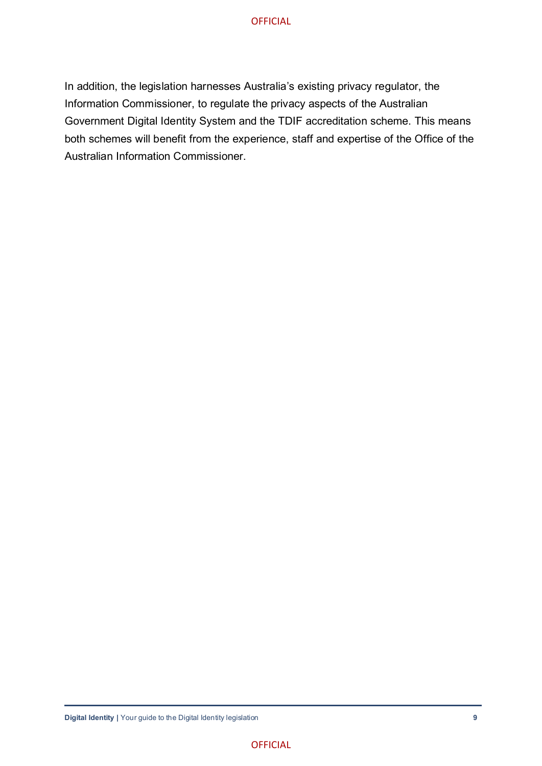In addition, the legislation harnesses Australia's existing privacy regulator, the Information Commissioner, to regulate the privacy aspects of the Australian Government Digital Identity System and the TDIF accreditation scheme. This means both schemes will benefit from the experience, staff and expertise of the Office of the Australian Information Commissioner.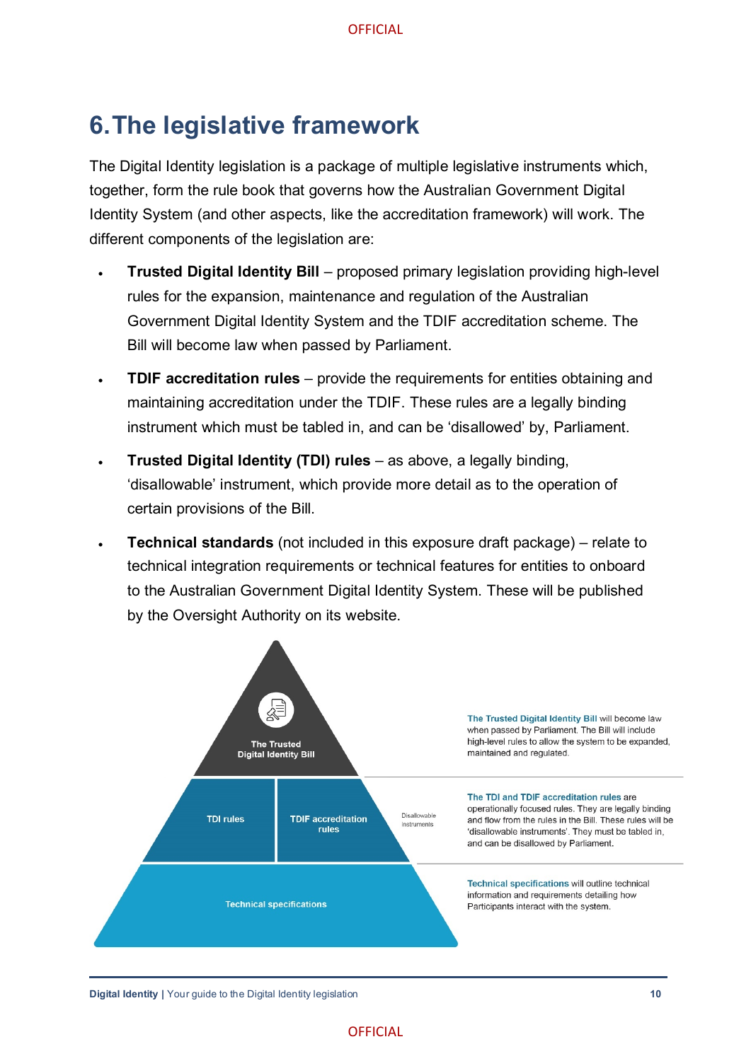# 6. The legislative framework

The Digital Identity legislation is a package of multiple legislative instruments which, together, form the rule book that governs how the Australian Government Digital Identity System (and other aspects, like the accreditation framework) will work. The different components of the legislation are:

- **Trusted Digital Identity Bill** – proposed primary legislation providing high-level rules for the expansion, maintenance and regulation of the Australian Government Digital Identity System and the TDIF accreditation scheme. The Bill will become law when passed by Parliament.
- **TDIF accreditation rules** – provide the requirements for entities obtaining and maintaining accreditation under the TDIF. These rules are a legally binding instrument which must be tabled in, and can be 'disallowed' by, Parliament.
- **Trusted Digital Identity (TDI) rules** – as above, a legally binding, 'disallowable' instrument, which provide more detail as to the operation of certain provisions of the Bill.
- **Technical standards** (not included in this exposure draft package) – relate to technical integration requirements or technical features for entities to onboard to the Australian Government Digital Identity System. These will be published by the Oversight Authority on its website.

The Trusted Digital Identity Bill

TDI rules | TDIF accreditation rules | Disallowable instruments

Technical specifications

**The Trusted Digital Identity Bill** will become law when passed by Parliament. The Bill will include high-level rules to allow the system to be expanded, maintained and regulated.

**The TDI and TDIF accreditation rules** are operationally focused rules. They are legally binding and flow from the rules in the Bill. These rules will be 'disallowable instruments'. They must be tabled in, and can be disallowed by Parliament.

**Technical specifications** will outline technical information and requirements detailing how Participants interact with the system.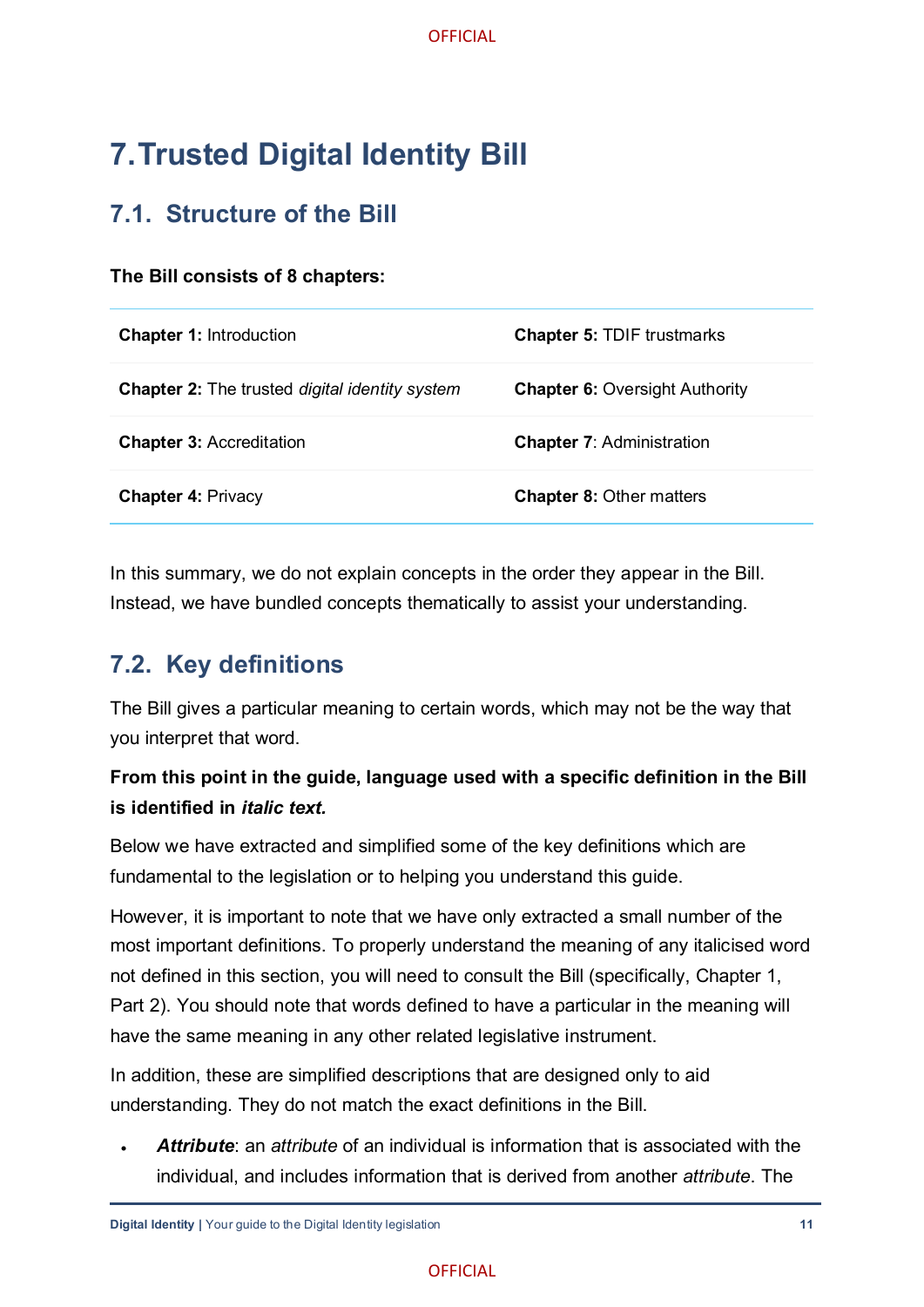# 7. Trusted Digital Identity Bill

## 7.1. Structure of the Bill

**The Bill consists of 8 chapters:**

| | |
|---|---|
| **Chapter 1:** Introduction | **Chapter 5:** TDIF trustmarks |
| **Chapter 2:** The trusted *digital identity system* | **Chapter 6:** Oversight Authority |
| **Chapter 3:** Accreditation | **Chapter 7**: Administration |
| **Chapter 4:** Privacy | **Chapter 8:** Other matters |

In this summary, we do not explain concepts in the order they appear in the Bill. Instead, we have bundled concepts thematically to assist your understanding.

## 7.2. Key definitions

The Bill gives a particular meaning to certain words, which may not be the way that you interpret that word.

**From this point in the guide, language used with a specific definition in the Bill is identified in *italic text.***

Below we have extracted and simplified some of the key definitions which are fundamental to the legislation or to helping you understand this guide.

However, it is important to note that we have only extracted a small number of the most important definitions. To properly understand the meaning of any italicised word not defined in this section, you will need to consult the Bill (specifically, Chapter 1, Part 2). You should note that words defined to have a particular in the meaning will have the same meaning in any other related legislative instrument.

In addition, these are simplified descriptions that are designed only to aid understanding. They do not match the exact definitions in the Bill.

- ***Attribute***: an *attribute* of an individual is information that is associated with the individual, and includes information that is derived from another *attribute*. The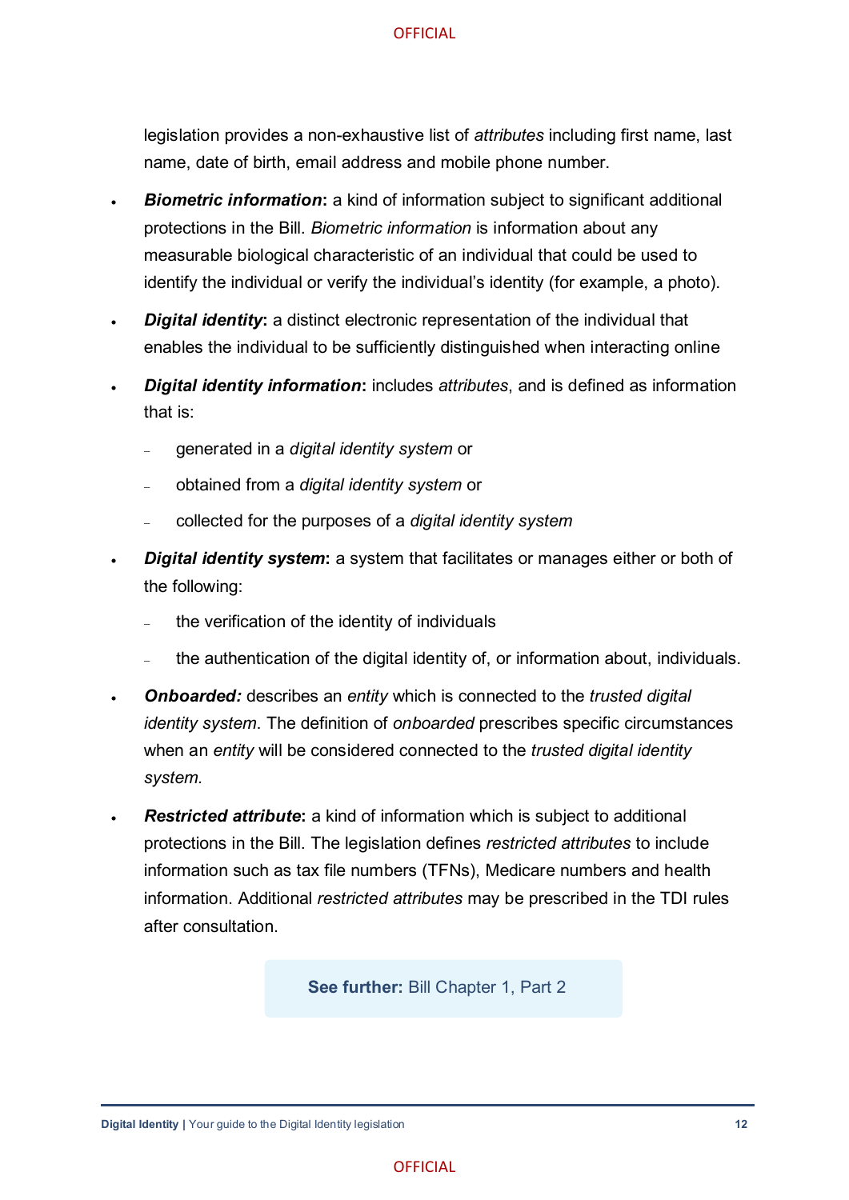legislation provides a non-exhaustive list of *attributes* including first name, last name, date of birth, email address and mobile phone number.

- ***Biometric information***: a kind of information subject to significant additional protections in the Bill. *Biometric information* is information about any measurable biological characteristic of an individual that could be used to identify the individual or verify the individual's identity (for example, a photo).
- ***Digital identity***: a distinct electronic representation of the individual that enables the individual to be sufficiently distinguished when interacting online
- ***Digital identity information***: includes *attributes*, and is defined as information that is:
  - generated in a *digital identity system* or
  - obtained from a *digital identity system* or
  - collected for the purposes of a *digital identity system*
- ***Digital identity system***: a system that facilitates or manages either or both of the following:
  - the verification of the identity of individuals
  - the authentication of the digital identity of, or information about, individuals.
- ***Onboarded:*** describes an *entity* which is connected to the *trusted digital identity system*. The definition of *onboarded* prescribes specific circumstances when an *entity* will be considered connected to the *trusted digital identity system*.
- ***Restricted attribute***: a kind of information which is subject to additional protections in the Bill. The legislation defines *restricted attributes* to include information such as tax file numbers (TFNs), Medicare numbers and health information. Additional *restricted attributes* may be prescribed in the TDI rules after consultation.

**See further:** Bill Chapter 1, Part 2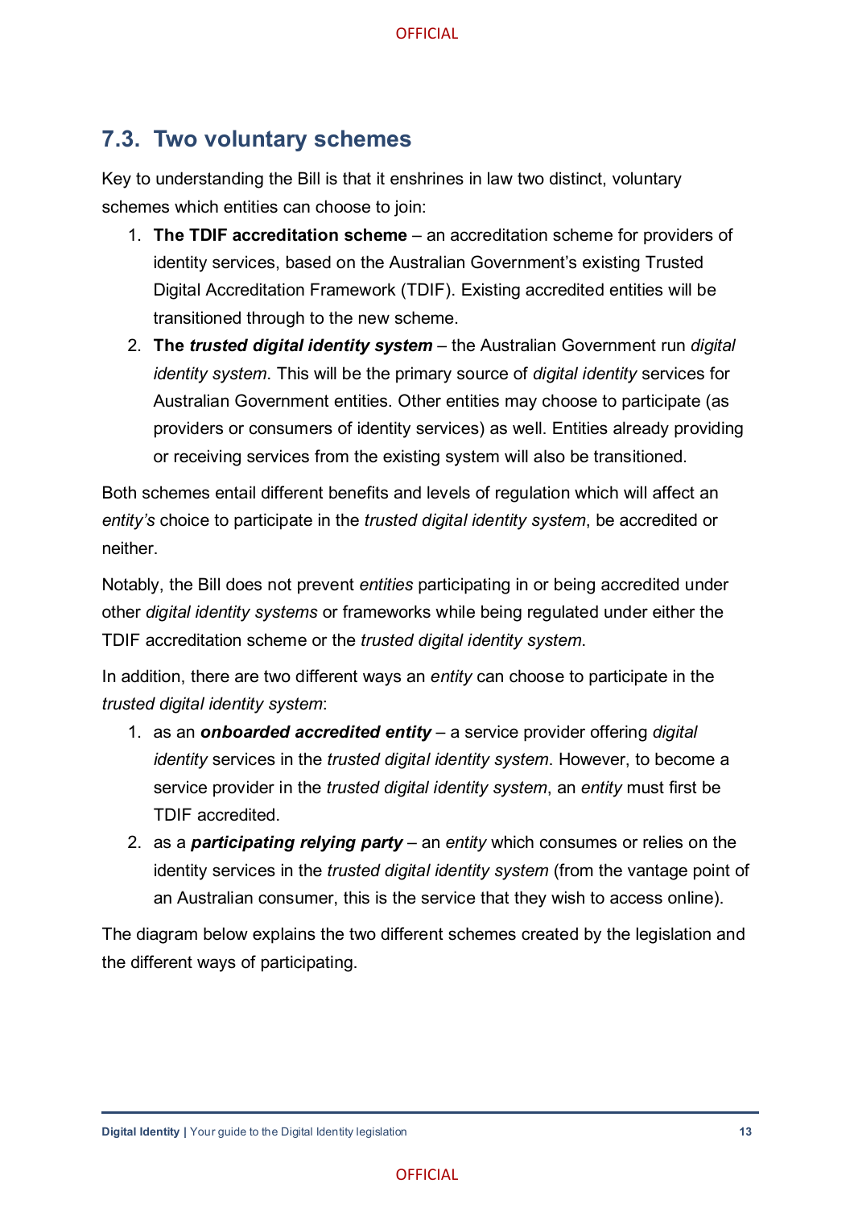## 7.3. Two voluntary schemes

Key to understanding the Bill is that it enshrines in law two distinct, voluntary schemes which entities can choose to join:

1. **The TDIF accreditation scheme** – an accreditation scheme for providers of identity services, based on the Australian Government's existing Trusted Digital Accreditation Framework (TDIF). Existing accredited entities will be transitioned through to the new scheme.
2. **The *trusted digital identity system*** – the Australian Government run *digital identity system*. This will be the primary source of *digital identity* services for Australian Government entities. Other entities may choose to participate (as providers or consumers of identity services) as well. Entities already providing or receiving services from the existing system will also be transitioned.

Both schemes entail different benefits and levels of regulation which will affect an *entity's* choice to participate in the *trusted digital identity system*, be accredited or neither.

Notably, the Bill does not prevent *entities* participating in or being accredited under other *digital identity systems* or frameworks while being regulated under either the TDIF accreditation scheme or the *trusted digital identity system*.

In addition, there are two different ways an *entity* can choose to participate in the *trusted digital identity system*:

1. as an ***onboarded accredited entity*** – a service provider offering *digital identity* services in the *trusted digital identity system*. However, to become a service provider in the *trusted digital identity system*, an *entity* must first be TDIF accredited.
2. as a ***participating relying party*** – an *entity* which consumes or relies on the identity services in the *trusted digital identity system* (from the vantage point of an Australian consumer, this is the service that they wish to access online).

The diagram below explains the two different schemes created by the legislation and the different ways of participating.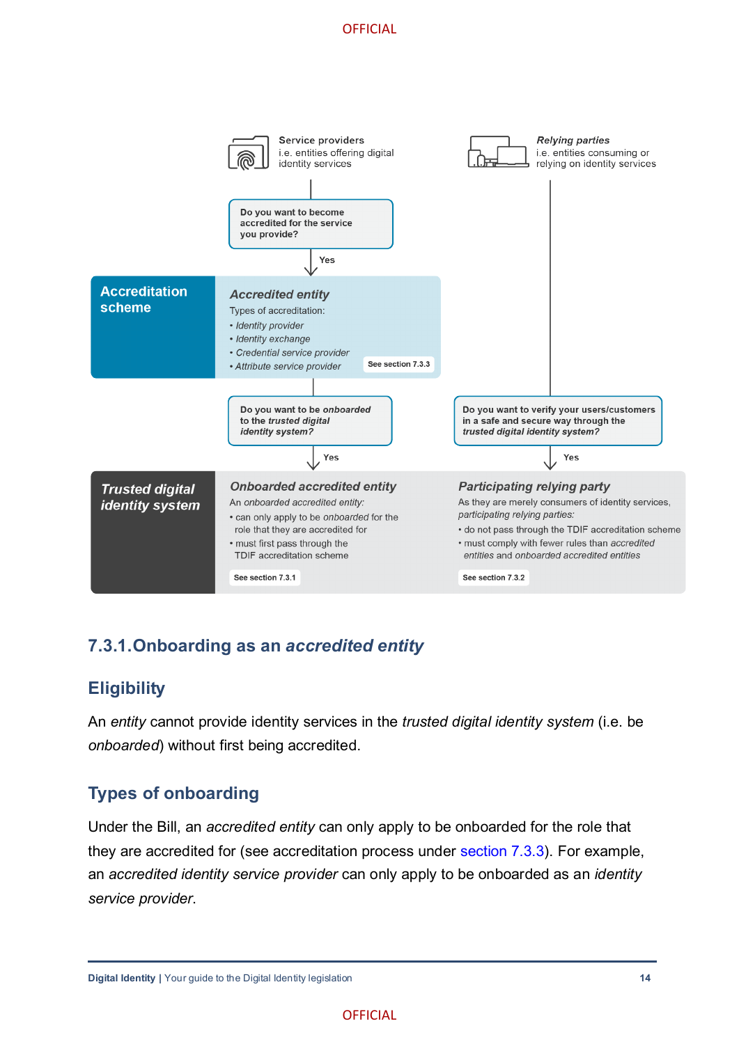Service providers
i.e. entities offering digital identity services

*Relying parties*
i.e. entities consuming or relying on identity services

**Do you want to become accredited for the service you provide?**

Yes

**Accreditation scheme**

***Accredited entity***

Types of accreditation:

- *Identity provider*
- *Identity exchange*
- *Credential service provider*
- *Attribute service provider*

See section 7.3.3

**Do you want to be *onboarded* to the *trusted digital identity system?***

Yes

**Do you want to verify your users/customers in a safe and secure way through the *trusted digital identity system?***

Yes

***Trusted digital identity system***

***Onboarded accredited entity***

An *onboarded accredited entity:*

- can only apply to be *onboarded* for the role that they are accredited for
- must first pass through the TDIF accreditation scheme

See section 7.3.1

***Participating relying party***

As they are merely consumers of identity services, *participating relying parties:*

- do not pass through the TDIF accreditation scheme
- must comply with fewer rules than *accredited entities* and *onboarded accredited entities*

See section 7.3.2

## 7.3.1. Onboarding as an *accredited entity*

### Eligibility

An *entity* cannot provide identity services in the *trusted digital identity system* (i.e. be *onboarded*) without first being accredited.

### Types of onboarding

Under the Bill, an *accredited entity* can only apply to be onboarded for the role that they are accredited for (see accreditation process under section 7.3.3). For example, an *accredited identity service provider* can only apply to be onboarded as an *identity service provider*.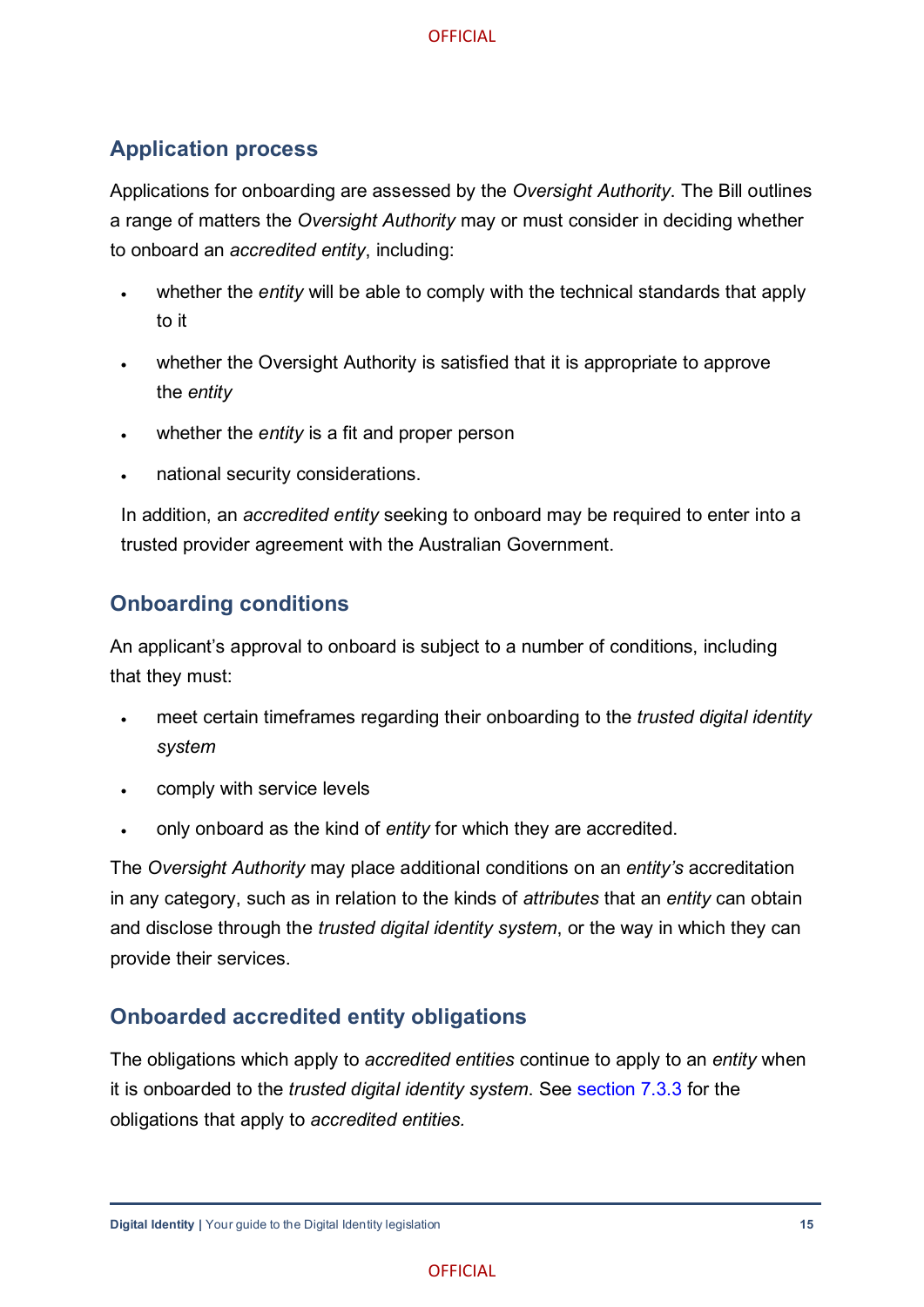## Application process

Applications for onboarding are assessed by the *Oversight Authority*. The Bill outlines a range of matters the *Oversight Authority* may or must consider in deciding whether to onboard an *accredited entity*, including:

- whether the *entity* will be able to comply with the technical standards that apply to it
- whether the Oversight Authority is satisfied that it is appropriate to approve the *entity*
- whether the *entity* is a fit and proper person
- national security considerations.

In addition, an *accredited entity* seeking to onboard may be required to enter into a trusted provider agreement with the Australian Government.

## Onboarding conditions

An applicant's approval to onboard is subject to a number of conditions, including that they must:

- meet certain timeframes regarding their onboarding to the *trusted digital identity system*
- comply with service levels
- only onboard as the kind of *entity* for which they are accredited.

The *Oversight Authority* may place additional conditions on an *entity's* accreditation in any category, such as in relation to the kinds of *attributes* that an *entity* can obtain and disclose through the *trusted digital identity system*, or the way in which they can provide their services.

## Onboarded accredited entity obligations

The obligations which apply to *accredited entities* continue to apply to an *entity* when it is onboarded to the *trusted digital identity system*. See section 7.3.3 for the obligations that apply to *accredited entities.*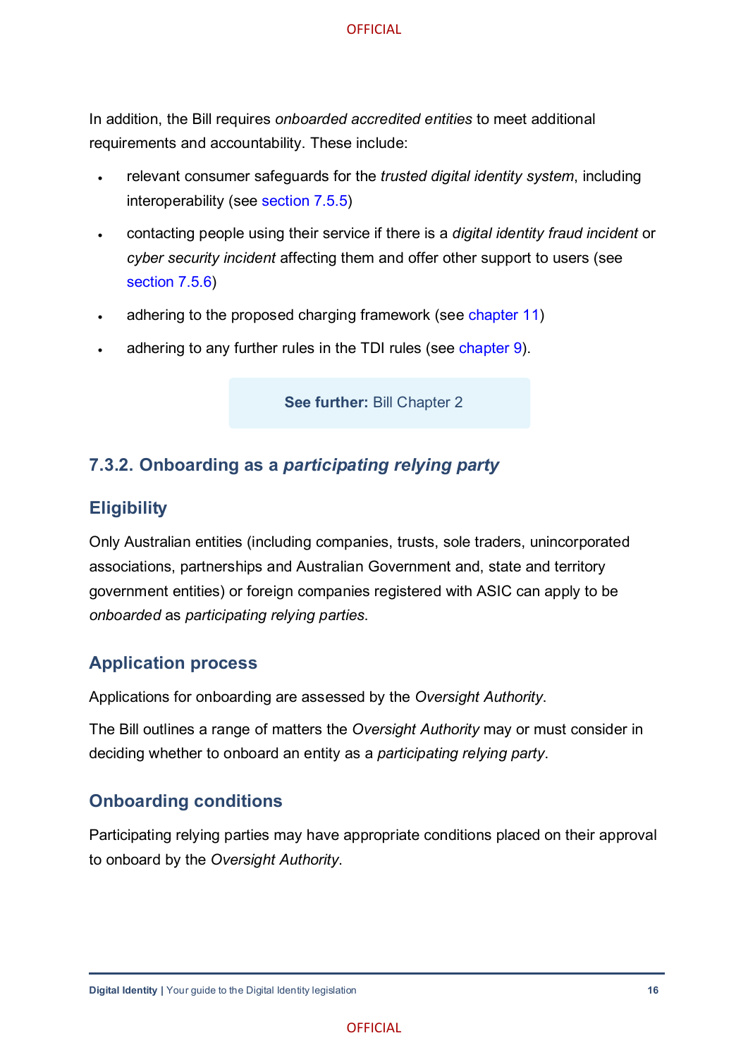In addition, the Bill requires *onboarded accredited entities* to meet additional requirements and accountability. These include:

- relevant consumer safeguards for the *trusted digital identity system*, including interoperability (see section 7.5.5)
- contacting people using their service if there is a *digital identity fraud incident* or *cyber security incident* affecting them and offer other support to users (see section 7.5.6)
- adhering to the proposed charging framework (see chapter 11)
- adhering to any further rules in the TDI rules (see chapter 9).

**See further:** Bill Chapter 2

### 7.3.2. Onboarding as a *participating relying party*

#### Eligibility

Only Australian entities (including companies, trusts, sole traders, unincorporated associations, partnerships and Australian Government and, state and territory government entities) or foreign companies registered with ASIC can apply to be *onboarded* as *participating relying parties*.

#### Application process

Applications for onboarding are assessed by the *Oversight Authority*.

The Bill outlines a range of matters the *Oversight Authority* may or must consider in deciding whether to onboard an entity as a *participating relying party*.

#### Onboarding conditions

Participating relying parties may have appropriate conditions placed on their approval to onboard by the *Oversight Authority*.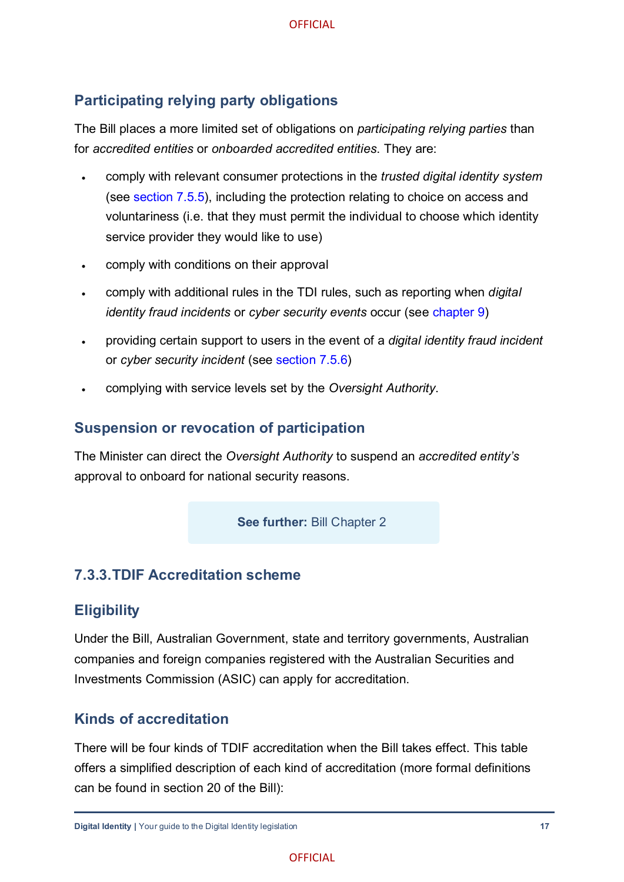## Participating relying party obligations

The Bill places a more limited set of obligations on *participating relying parties* than for *accredited entities* or *onboarded accredited entities.* They are:

- comply with relevant consumer protections in the *trusted digital identity system* (see section 7.5.5), including the protection relating to choice on access and voluntariness (i.e. that they must permit the individual to choose which identity service provider they would like to use)
- comply with conditions on their approval
- comply with additional rules in the TDI rules, such as reporting when *digital identity fraud incidents* or *cyber security events* occur (see chapter 9)
- providing certain support to users in the event of a *digital identity fraud incident* or *cyber security incident* (see section 7.5.6)
- complying with service levels set by the *Oversight Authority*.

## Suspension or revocation of participation

The Minister can direct the *Oversight Authority* to suspend an *accredited entity's* approval to onboard for national security reasons.

**See further:** Bill Chapter 2

### 7.3.3. TDIF Accreditation scheme

## Eligibility

Under the Bill, Australian Government, state and territory governments, Australian companies and foreign companies registered with the Australian Securities and Investments Commission (ASIC) can apply for accreditation.

## Kinds of accreditation

There will be four kinds of TDIF accreditation when the Bill takes effect. This table offers a simplified description of each kind of accreditation (more formal definitions can be found in section 20 of the Bill):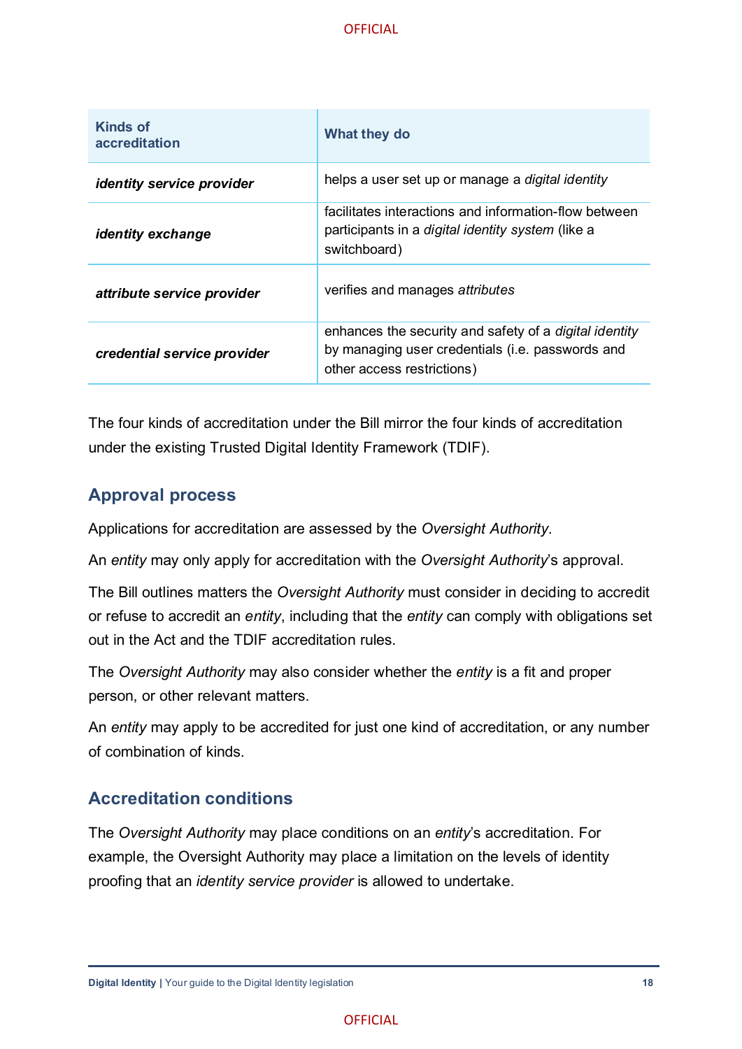| Kinds of accreditation | What they do |
|---|---|
| ***identity service provider*** | helps a user set up or manage a *digital identity* |
| ***identity exchange*** | facilitates interactions and information-flow between participants in a *digital identity system* (like a switchboard) |
| ***attribute service provider*** | verifies and manages *attributes* |
| ***credential service provider*** | enhances the security and safety of a *digital identity* by managing user credentials (i.e. passwords and other access restrictions) |

The four kinds of accreditation under the Bill mirror the four kinds of accreditation under the existing Trusted Digital Identity Framework (TDIF).

## Approval process

Applications for accreditation are assessed by the *Oversight Authority*.

An *entity* may only apply for accreditation with the *Oversight Authority*'s approval.

The Bill outlines matters the *Oversight Authority* must consider in deciding to accredit or refuse to accredit an *entity*, including that the *entity* can comply with obligations set out in the Act and the TDIF accreditation rules.

The *Oversight Authority* may also consider whether the *entity* is a fit and proper person, or other relevant matters.

An *entity* may apply to be accredited for just one kind of accreditation, or any number of combination of kinds.

## Accreditation conditions

The *Oversight Authority* may place conditions on an *entity*'s accreditation. For example, the Oversight Authority may place a limitation on the levels of identity proofing that an *identity service provider* is allowed to undertake.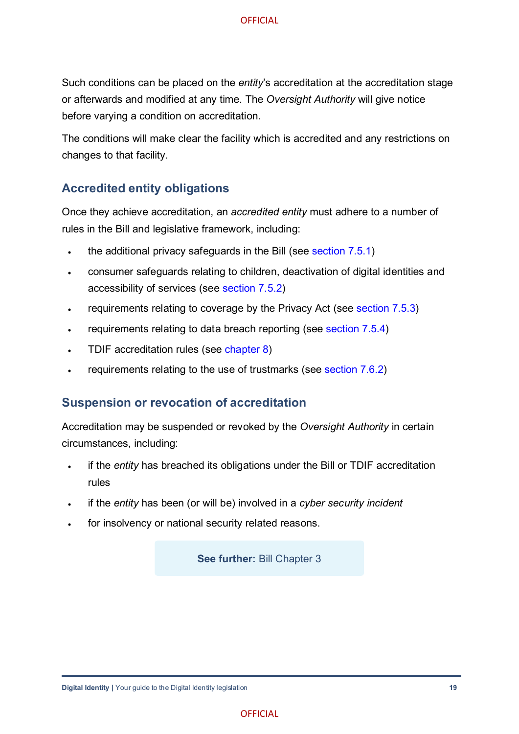Such conditions can be placed on the *entity*'s accreditation at the accreditation stage or afterwards and modified at any time. The *Oversight Authority* will give notice before varying a condition on accreditation.

The conditions will make clear the facility which is accredited and any restrictions on changes to that facility.

## Accredited entity obligations

Once they achieve accreditation, an *accredited entity* must adhere to a number of rules in the Bill and legislative framework, including:

- the additional privacy safeguards in the Bill (see section 7.5.1)
- consumer safeguards relating to children, deactivation of digital identities and accessibility of services (see section 7.5.2)
- requirements relating to coverage by the Privacy Act (see section 7.5.3)
- requirements relating to data breach reporting (see section 7.5.4)
- TDIF accreditation rules (see chapter 8)
- requirements relating to the use of trustmarks (see section 7.6.2)

## Suspension or revocation of accreditation

Accreditation may be suspended or revoked by the *Oversight Authority* in certain circumstances, including:

- if the *entity* has breached its obligations under the Bill or TDIF accreditation rules
- if the *entity* has been (or will be) involved in a *cyber security incident*
- for insolvency or national security related reasons.

**See further:** Bill Chapter 3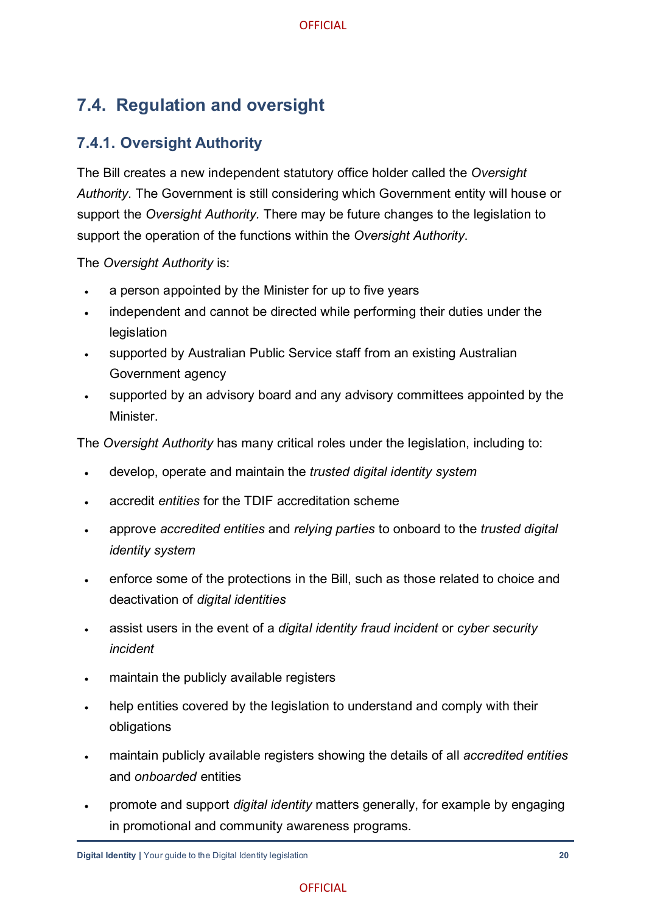## 7.4. Regulation and oversight

### 7.4.1. Oversight Authority

The Bill creates a new independent statutory office holder called the *Oversight Authority*. The Government is still considering which Government entity will house or support the *Oversight Authority*. There may be future changes to the legislation to support the operation of the functions within the *Oversight Authority*.

The *Oversight Authority* is:

- a person appointed by the Minister for up to five years
- independent and cannot be directed while performing their duties under the legislation
- supported by Australian Public Service staff from an existing Australian Government agency
- supported by an advisory board and any advisory committees appointed by the Minister.

The *Oversight Authority* has many critical roles under the legislation, including to:

- develop, operate and maintain the *trusted digital identity system*
- accredit *entities* for the TDIF accreditation scheme
- approve *accredited entities* and *relying parties* to onboard to the *trusted digital identity system*
- enforce some of the protections in the Bill, such as those related to choice and deactivation of *digital identities*
- assist users in the event of a *digital identity fraud incident* or *cyber security incident*
- maintain the publicly available registers
- help entities covered by the legislation to understand and comply with their obligations
- maintain publicly available registers showing the details of all *accredited entities* and *onboarded* entities
- promote and support *digital identity* matters generally, for example by engaging in promotional and community awareness programs.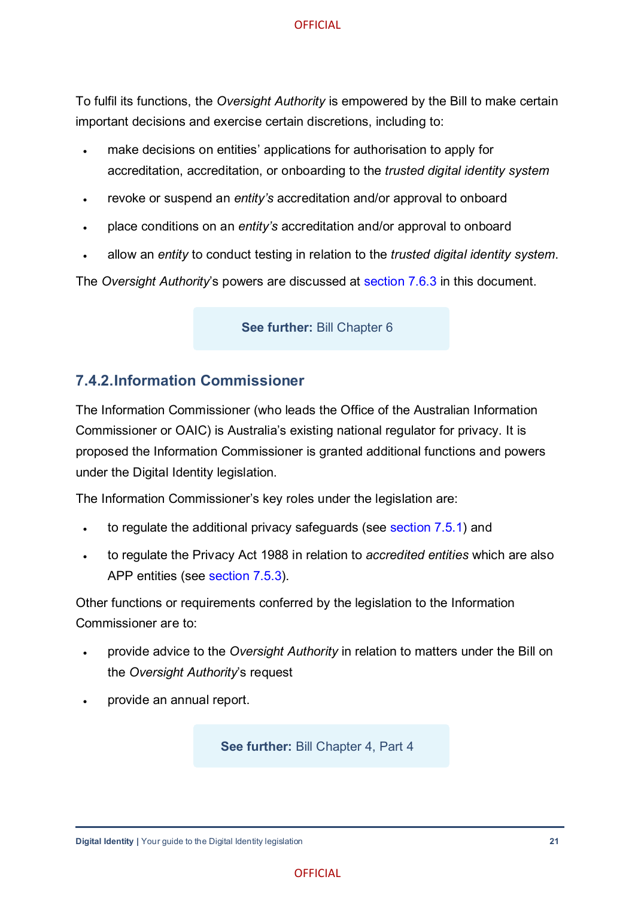To fulfil its functions, the *Oversight Authority* is empowered by the Bill to make certain important decisions and exercise certain discretions, including to:

- make decisions on entities' applications for authorisation to apply for accreditation, accreditation, or onboarding to the *trusted digital identity system*
- revoke or suspend an *entity's* accreditation and/or approval to onboard
- place conditions on an *entity's* accreditation and/or approval to onboard
- allow an *entity* to conduct testing in relation to the *trusted digital identity system*.

The *Oversight Authority*'s powers are discussed at section 7.6.3 in this document.

> **See further:** Bill Chapter 6

### 7.4.2. Information Commissioner

The Information Commissioner (who leads the Office of the Australian Information Commissioner or OAIC) is Australia's existing national regulator for privacy. It is proposed the Information Commissioner is granted additional functions and powers under the Digital Identity legislation.

The Information Commissioner's key roles under the legislation are:

- to regulate the additional privacy safeguards (see section 7.5.1) and
- to regulate the Privacy Act 1988 in relation to *accredited entities* which are also APP entities (see section 7.5.3).

Other functions or requirements conferred by the legislation to the Information Commissioner are to:

- provide advice to the *Oversight Authority* in relation to matters under the Bill on the *Oversight Authority*'s request
- provide an annual report.

> **See further:** Bill Chapter 4, Part 4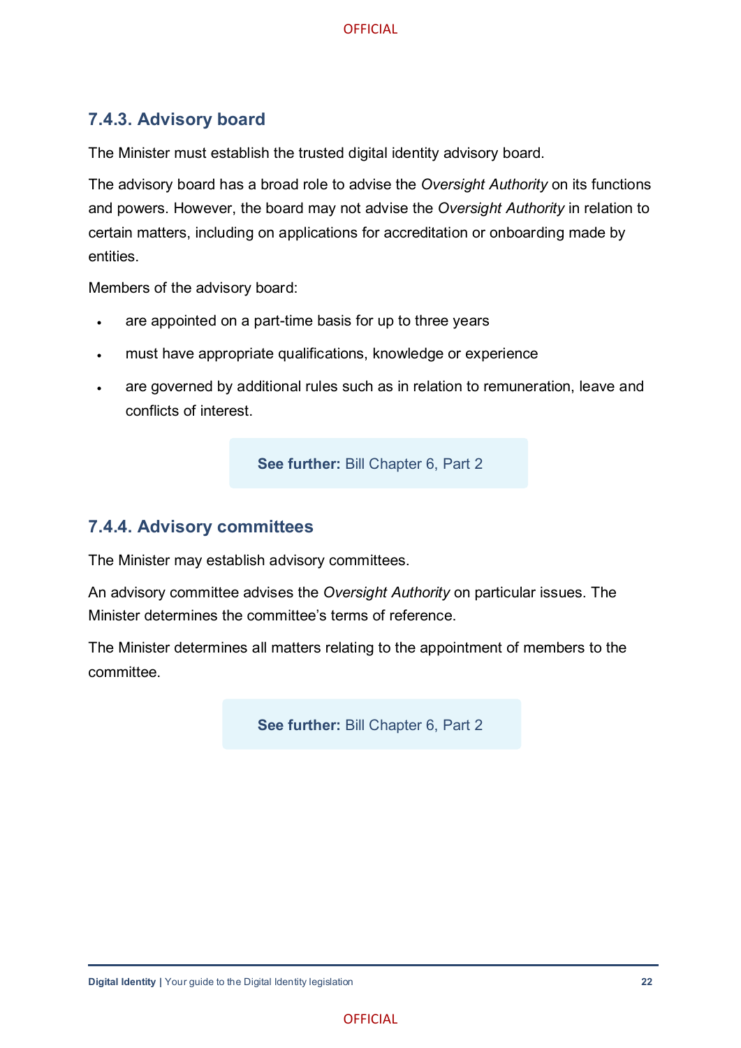### 7.4.3. Advisory board

The Minister must establish the trusted digital identity advisory board.

The advisory board has a broad role to advise the *Oversight Authority* on its functions and powers. However, the board may not advise the *Oversight Authority* in relation to certain matters, including on applications for accreditation or onboarding made by entities.

Members of the advisory board:

- are appointed on a part-time basis for up to three years
- must have appropriate qualifications, knowledge or experience
- are governed by additional rules such as in relation to remuneration, leave and conflicts of interest.

**See further:** Bill Chapter 6, Part 2

### 7.4.4. Advisory committees

The Minister may establish advisory committees.

An advisory committee advises the *Oversight Authority* on particular issues. The Minister determines the committee's terms of reference.

The Minister determines all matters relating to the appointment of members to the committee.

**See further:** Bill Chapter 6, Part 2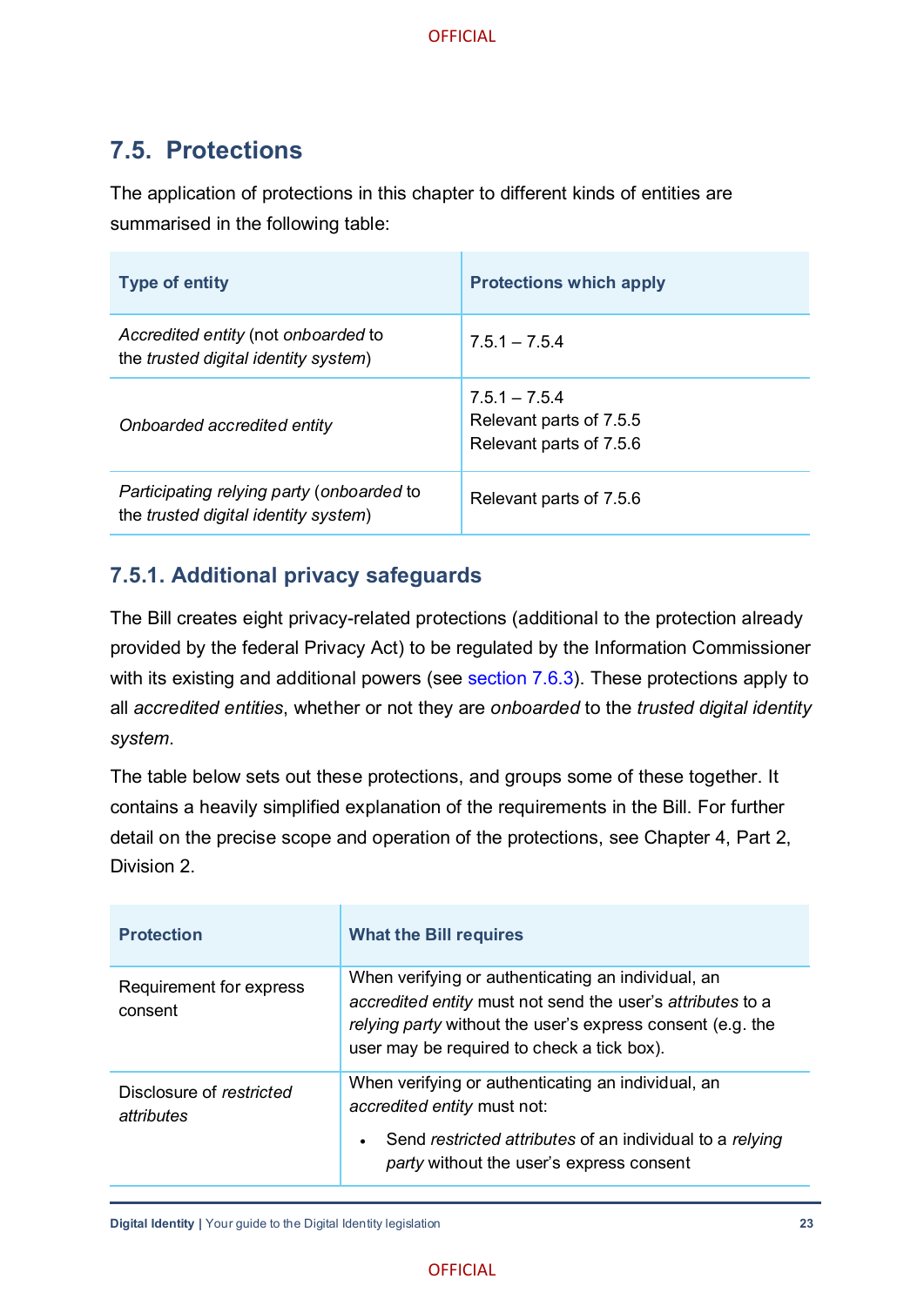## 7.5. Protections

The application of protections in this chapter to different kinds of entities are summarised in the following table:

| Type of entity | Protections which apply |
|---|---|
| *Accredited entity* (not *onboarded* to the *trusted digital identity system*) | 7.5.1 – 7.5.4 |
| *Onboarded accredited entity* | 7.5.1 – 7.5.4<br>Relevant parts of 7.5.5<br>Relevant parts of 7.5.6 |
| *Participating relying party* (*onboarded* to the *trusted digital identity system*) | Relevant parts of 7.5.6 |

### 7.5.1. Additional privacy safeguards

The Bill creates eight privacy-related protections (additional to the protection already provided by the federal Privacy Act) to be regulated by the Information Commissioner with its existing and additional powers (see section 7.6.3). These protections apply to all *accredited entities*, whether or not they are *onboarded* to the *trusted digital identity system*.

The table below sets out these protections, and groups some of these together. It contains a heavily simplified explanation of the requirements in the Bill. For further detail on the precise scope and operation of the protections, see Chapter 4, Part 2, Division 2.

| Protection | What the Bill requires |
|---|---|
| Requirement for express consent | When verifying or authenticating an individual, an *accredited entity* must not send the user's *attributes* to a *relying party* without the user's express consent (e.g. the user may be required to check a tick box). |
| Disclosure of *restricted attributes* | When verifying or authenticating an individual, an *accredited entity* must not:<br><br>• Send *restricted attributes* of an individual to a *relying party* without the user's express consent |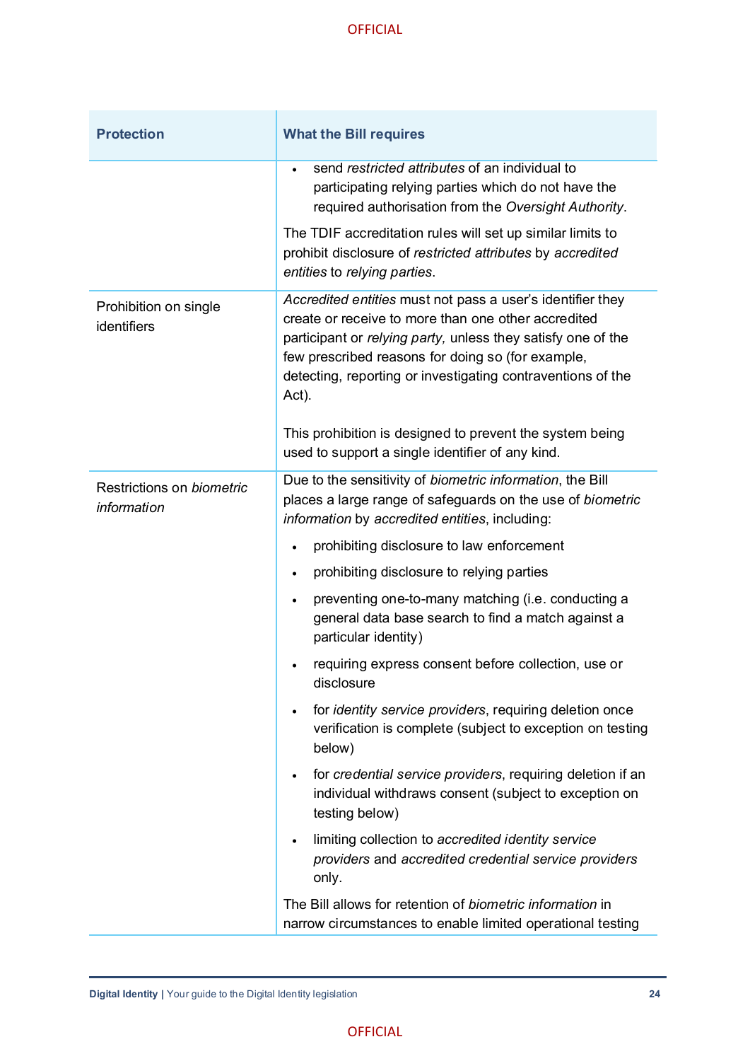| Protection | What the Bill requires |
|---|---|
| | • send *restricted attributes* of an individual to participating relying parties which do not have the required authorisation from the *Oversight Authority*.<br><br>The TDIF accreditation rules will set up similar limits to prohibit disclosure of *restricted attributes* by *accredited entities* to *relying parties*. |
| Prohibition on single identifiers | *Accredited entities* must not pass a user's identifier they create or receive to more than one other accredited participant or *relying party,* unless they satisfy one of the few prescribed reasons for doing so (for example, detecting, reporting or investigating contraventions of the Act).<br><br>This prohibition is designed to prevent the system being used to support a single identifier of any kind. |
| Restrictions on *biometric information* | Due to the sensitivity of *biometric information*, the Bill places a large range of safeguards on the use of *biometric information* by *accredited entities*, including:<br><br>• prohibiting disclosure to law enforcement<br>• prohibiting disclosure to relying parties<br>• preventing one-to-many matching (i.e. conducting a general data base search to find a match against a particular identity)<br>• requiring express consent before collection, use or disclosure<br>• for *identity service providers*, requiring deletion once verification is complete (subject to exception on testing below)<br>• for *credential service providers*, requiring deletion if an individual withdraws consent (subject to exception on testing below)<br>• limiting collection to *accredited identity service providers* and *accredited credential service providers* only.<br><br>The Bill allows for retention of *biometric information* in narrow circumstances to enable limited operational testing |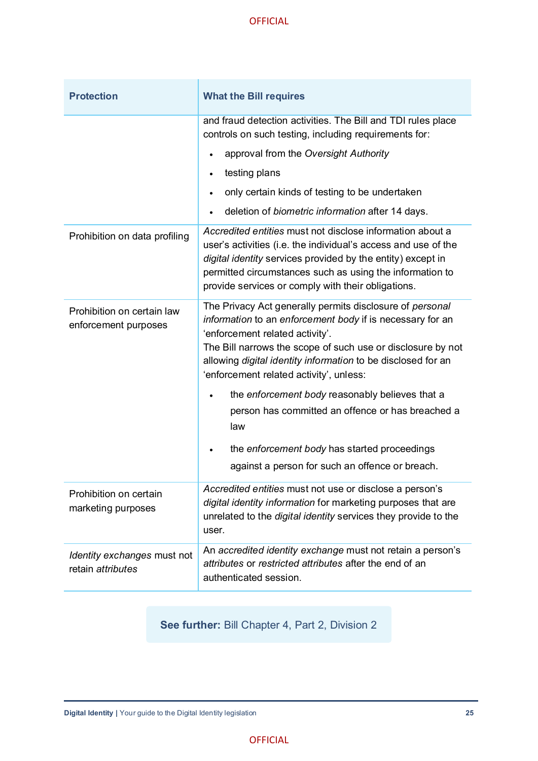| Protection | What the Bill requires |
| --- | --- |
| | and fraud detection activities. The Bill and TDI rules place controls on such testing, including requirements for: <br>• approval from the *Oversight Authority* <br>• testing plans <br>• only certain kinds of testing to be undertaken <br>• deletion of *biometric information* after 14 days. |
| Prohibition on data profiling | *Accredited entities* must not disclose information about a user's activities (i.e. the individual's access and use of the *digital identity* services provided by the entity) except in permitted circumstances such as using the information to provide services or comply with their obligations. |
| Prohibition on certain law enforcement purposes | The Privacy Act generally permits disclosure of *personal information* to an *enforcement body* if is necessary for an 'enforcement related activity'. <br>The Bill narrows the scope of such use or disclosure by not allowing *digital identity information* to be disclosed for an 'enforcement related activity', unless: <br>• the *enforcement body* reasonably believes that a person has committed an offence or has breached a law <br>• the *enforcement body* has started proceedings against a person for such an offence or breach. |
| Prohibition on certain marketing purposes | *Accredited entities* must not use or disclose a person's *digital identity information* for marketing purposes that are unrelated to the *digital identity* services they provide to the user. |
| *Identity exchanges* must not retain *attributes* | An *accredited identity exchange* must not retain a person's *attributes* or *restricted attributes* after the end of an authenticated session. |

**See further:** Bill Chapter 4, Part 2, Division 2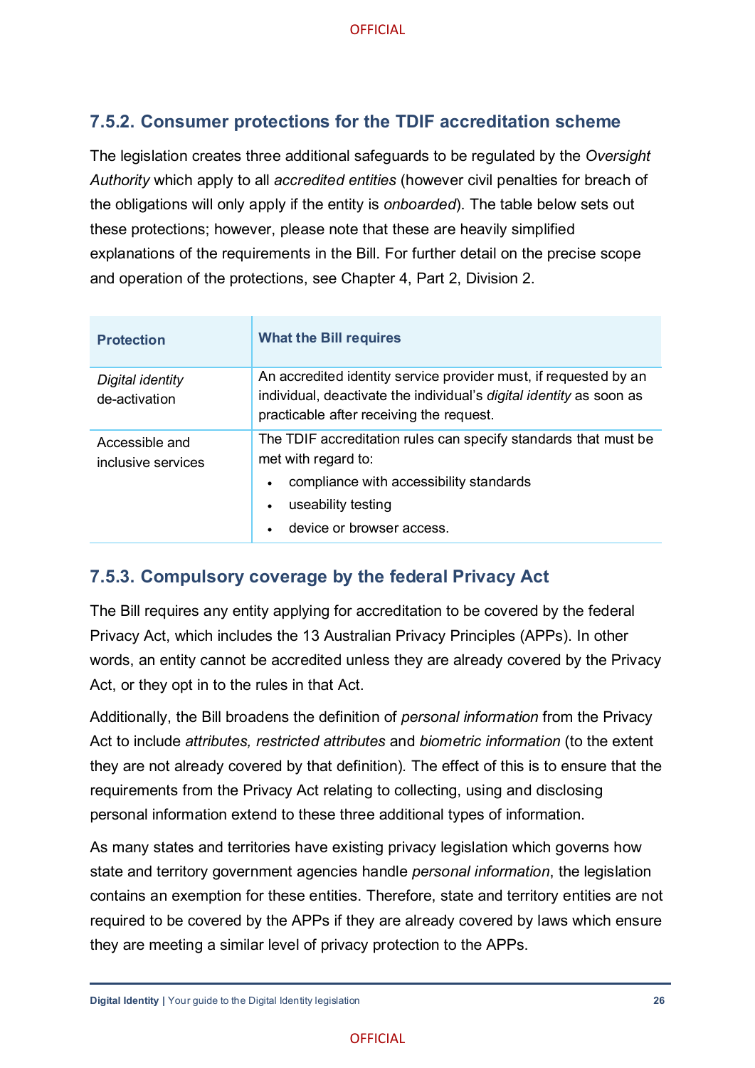### 7.5.2. Consumer protections for the TDIF accreditation scheme

The legislation creates three additional safeguards to be regulated by the *Oversight Authority* which apply to all *accredited entities* (however civil penalties for breach of the obligations will only apply if the entity is *onboarded*). The table below sets out these protections; however, please note that these are heavily simplified explanations of the requirements in the Bill. For further detail on the precise scope and operation of the protections, see Chapter 4, Part 2, Division 2.

| Protection | What the Bill requires |
| --- | --- |
| *Digital identity* de-activation | An accredited identity service provider must, if requested by an individual, deactivate the individual's *digital identity* as soon as practicable after receiving the request. |
| Accessible and inclusive services | The TDIF accreditation rules can specify standards that must be met with regard to:<br>• compliance with accessibility standards<br>• useability testing<br>• device or browser access. |

### 7.5.3. Compulsory coverage by the federal Privacy Act

The Bill requires any entity applying for accreditation to be covered by the federal Privacy Act, which includes the 13 Australian Privacy Principles (APPs). In other words, an entity cannot be accredited unless they are already covered by the Privacy Act, or they opt in to the rules in that Act.

Additionally, the Bill broadens the definition of *personal information* from the Privacy Act to include *attributes, restricted attributes* and *biometric information* (to the extent they are not already covered by that definition). The effect of this is to ensure that the requirements from the Privacy Act relating to collecting, using and disclosing personal information extend to these three additional types of information.

As many states and territories have existing privacy legislation which governs how state and territory government agencies handle *personal information*, the legislation contains an exemption for these entities. Therefore, state and territory entities are not required to be covered by the APPs if they are already covered by laws which ensure they are meeting a similar level of privacy protection to the APPs.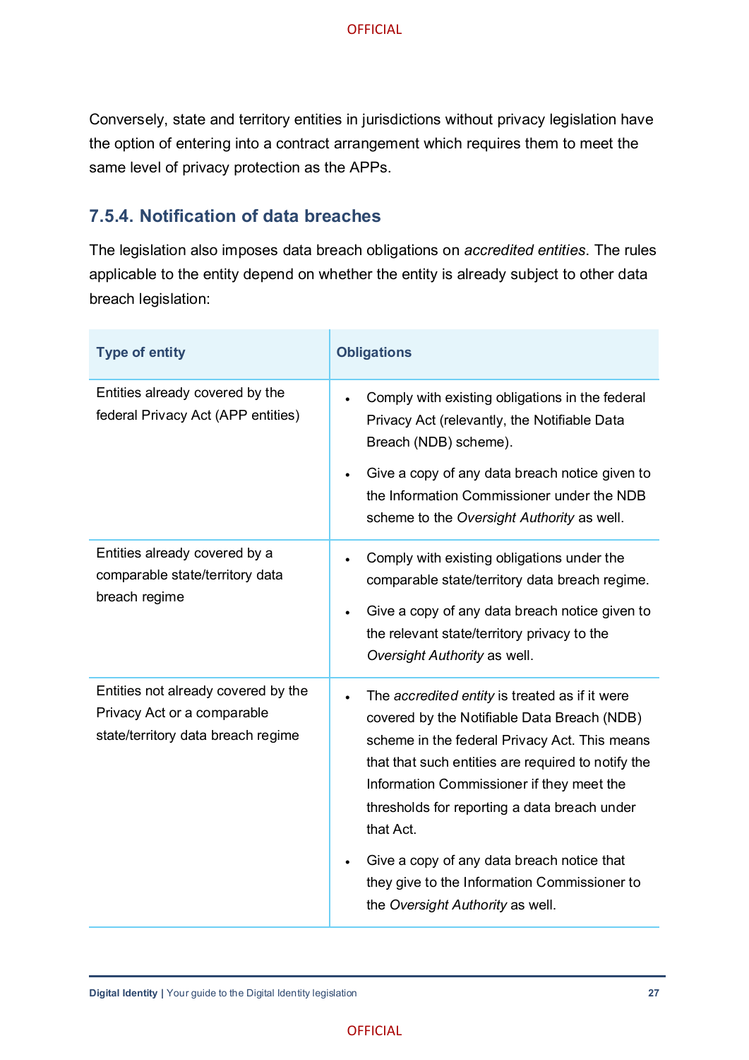Conversely, state and territory entities in jurisdictions without privacy legislation have the option of entering into a contract arrangement which requires them to meet the same level of privacy protection as the APPs.

### 7.5.4. Notification of data breaches

The legislation also imposes data breach obligations on *accredited entities*. The rules applicable to the entity depend on whether the entity is already subject to other data breach legislation:

| Type of entity | Obligations |
|---|---|
| Entities already covered by the federal Privacy Act (APP entities) | • Comply with existing obligations in the federal Privacy Act (relevantly, the Notifiable Data Breach (NDB) scheme).<br>• Give a copy of any data breach notice given to the Information Commissioner under the NDB scheme to the *Oversight Authority* as well. |
| Entities already covered by a comparable state/territory data breach regime | • Comply with existing obligations under the comparable state/territory data breach regime.<br>• Give a copy of any data breach notice given to the relevant state/territory privacy to the *Oversight Authority* as well. |
| Entities not already covered by the Privacy Act or a comparable state/territory data breach regime | • The *accredited entity* is treated as if it were covered by the Notifiable Data Breach (NDB) scheme in the federal Privacy Act. This means that that such entities are required to notify the Information Commissioner if they meet the thresholds for reporting a data breach under that Act.<br>• Give a copy of any data breach notice that they give to the Information Commissioner to the *Oversight Authority* as well. |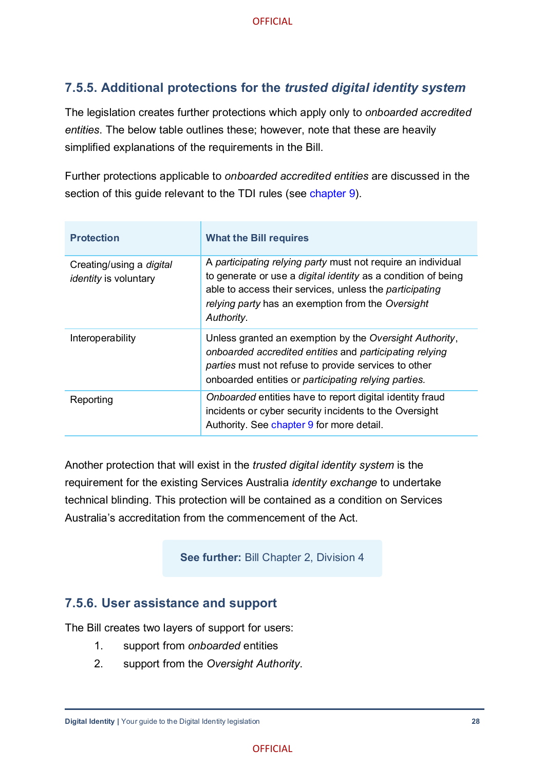### 7.5.5. Additional protections for the *trusted digital identity system*

The legislation creates further protections which apply only to *onboarded accredited entities*. The below table outlines these; however, note that these are heavily simplified explanations of the requirements in the Bill.

Further protections applicable to *onboarded accredited entities* are discussed in the section of this guide relevant to the TDI rules (see chapter 9).

| Protection | What the Bill requires |
| --- | --- |
| Creating/using a *digital identity* is voluntary | A *participating relying party* must not require an individual to generate or use a *digital identity* as a condition of being able to access their services, unless the *participating relying party* has an exemption from the *Oversight Authority*. |
| Interoperability | Unless granted an exemption by the *Oversight Authority*, *onboarded accredited entities* and *participating relying parties* must not refuse to provide services to other onboarded entities or *participating relying parties.* |
| Reporting | *Onboarded* entities have to report digital identity fraud incidents or cyber security incidents to the Oversight Authority. See chapter 9 for more detail. |

Another protection that will exist in the *trusted digital identity system* is the requirement for the existing Services Australia *identity exchange* to undertake technical blinding. This protection will be contained as a condition on Services Australia's accreditation from the commencement of the Act.

**See further:** Bill Chapter 2, Division 4

### 7.5.6. User assistance and support

The Bill creates two layers of support for users:

1. support from *onboarded* entities
2. support from the *Oversight Authority*.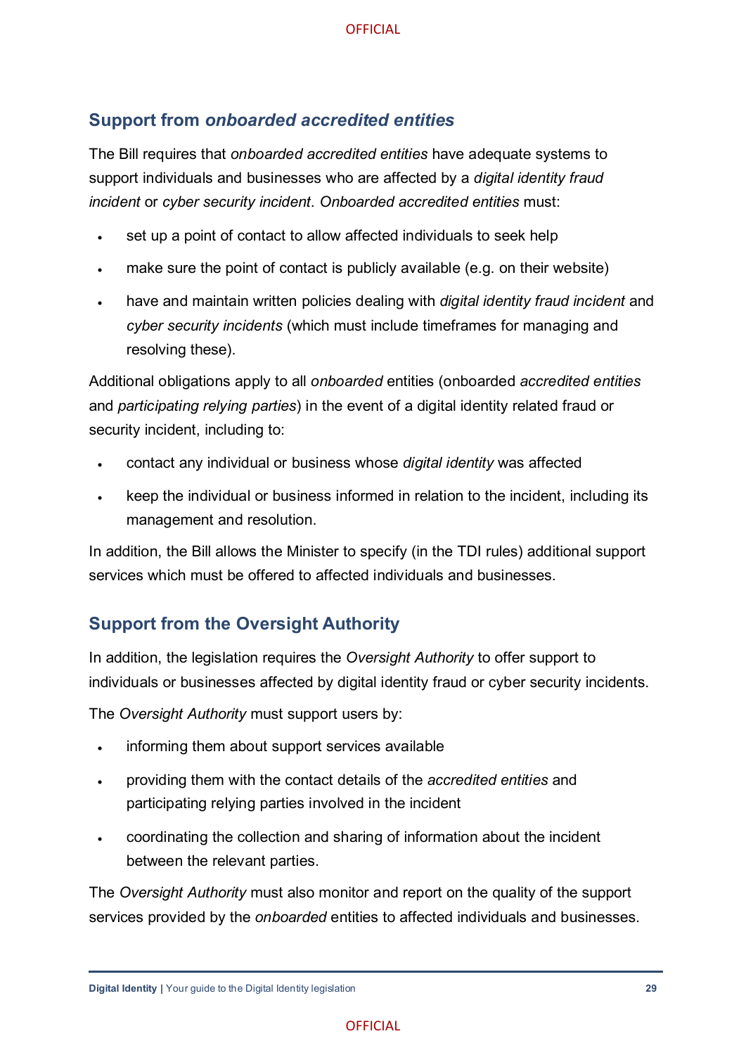## Support from *onboarded accredited entities*

The Bill requires that *onboarded accredited entities* have adequate systems to support individuals and businesses who are affected by a *digital identity fraud incident* or *cyber security incident*. *Onboarded accredited entities* must:

- set up a point of contact to allow affected individuals to seek help
- make sure the point of contact is publicly available (e.g. on their website)
- have and maintain written policies dealing with *digital identity fraud incident* and *cyber security incidents* (which must include timeframes for managing and resolving these).

Additional obligations apply to all *onboarded* entities (onboarded *accredited entities* and *participating relying parties*) in the event of a digital identity related fraud or security incident, including to:

- contact any individual or business whose *digital identity* was affected
- keep the individual or business informed in relation to the incident, including its management and resolution.

In addition, the Bill allows the Minister to specify (in the TDI rules) additional support services which must be offered to affected individuals and businesses.

## Support from the Oversight Authority

In addition, the legislation requires the *Oversight Authority* to offer support to individuals or businesses affected by digital identity fraud or cyber security incidents.

The *Oversight Authority* must support users by:

- informing them about support services available
- providing them with the contact details of the *accredited entities* and participating relying parties involved in the incident
- coordinating the collection and sharing of information about the incident between the relevant parties.

The *Oversight Authority* must also monitor and report on the quality of the support services provided by the *onboarded* entities to affected individuals and businesses.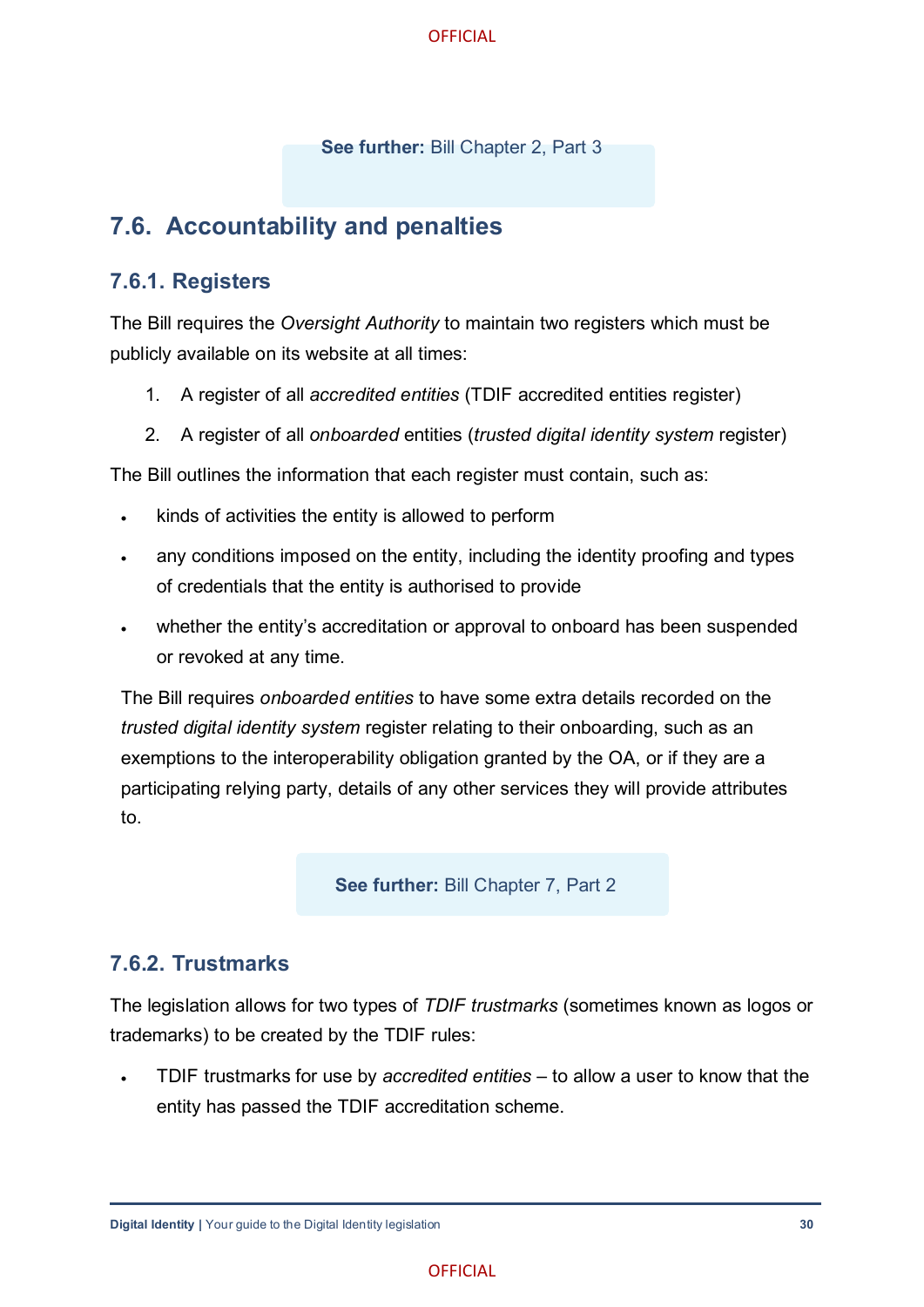**See further:** Bill Chapter 2, Part 3

## 7.6. Accountability and penalties

### 7.6.1. Registers

The Bill requires the *Oversight Authority* to maintain two registers which must be publicly available on its website at all times:

1. A register of all *accredited entities* (TDIF accredited entities register)
2. A register of all *onboarded* entities (*trusted digital identity system* register)

The Bill outlines the information that each register must contain, such as:

- kinds of activities the entity is allowed to perform
- any conditions imposed on the entity, including the identity proofing and types of credentials that the entity is authorised to provide
- whether the entity's accreditation or approval to onboard has been suspended or revoked at any time.

The Bill requires *onboarded entities* to have some extra details recorded on the *trusted digital identity system* register relating to their onboarding, such as an exemptions to the interoperability obligation granted by the OA, or if they are a participating relying party, details of any other services they will provide attributes to.

**See further:** Bill Chapter 7, Part 2

### 7.6.2. Trustmarks

The legislation allows for two types of *TDIF trustmarks* (sometimes known as logos or trademarks) to be created by the TDIF rules:

- TDIF trustmarks for use by *accredited entities* – to allow a user to know that the entity has passed the TDIF accreditation scheme.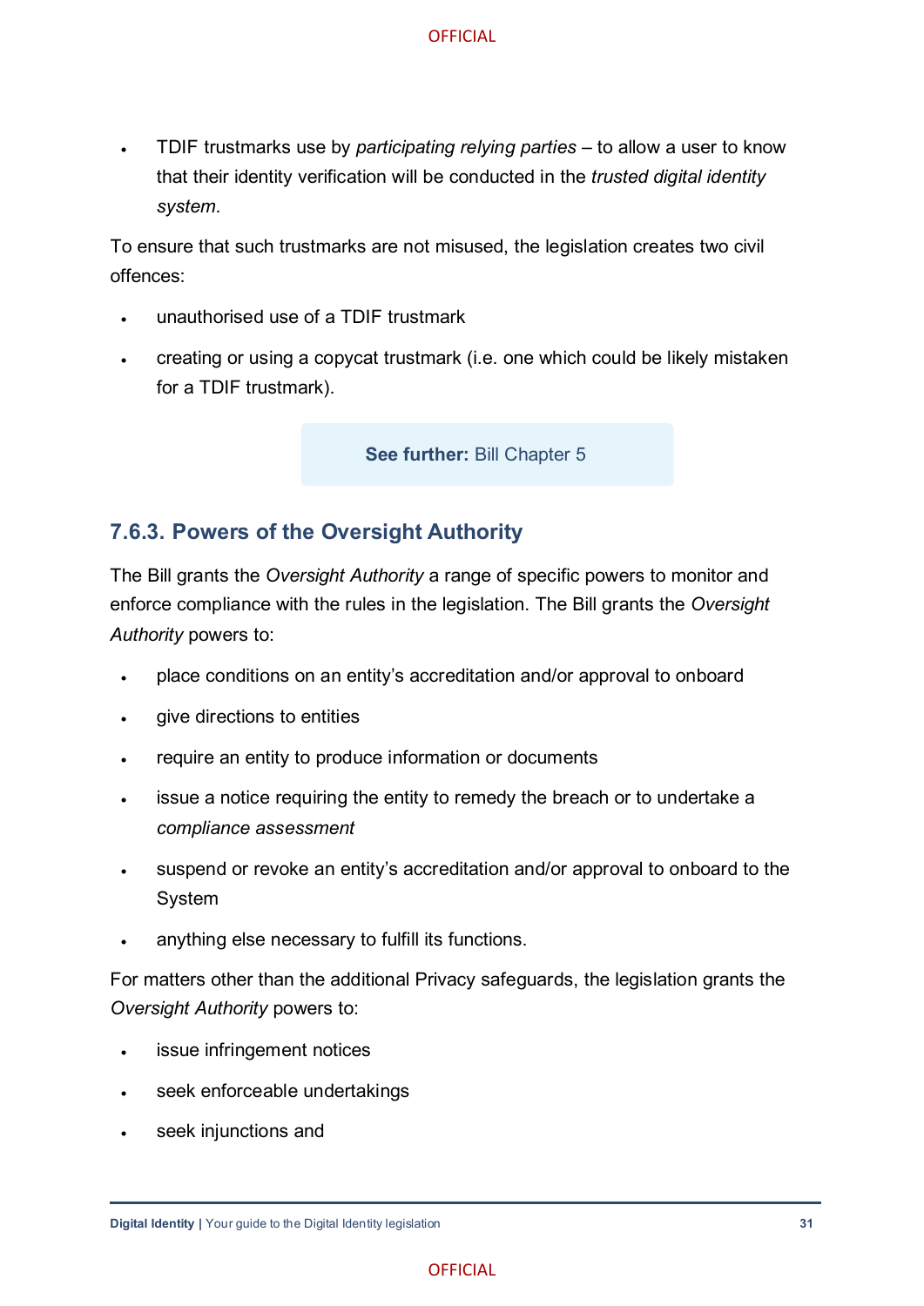- TDIF trustmarks use by *participating relying parties* – to allow a user to know that their identity verification will be conducted in the *trusted digital identity system*.

To ensure that such trustmarks are not misused, the legislation creates two civil offences:

- unauthorised use of a TDIF trustmark
- creating or using a copycat trustmark (i.e. one which could be likely mistaken for a TDIF trustmark).

**See further:** Bill Chapter 5

### 7.6.3. Powers of the Oversight Authority

The Bill grants the *Oversight Authority* a range of specific powers to monitor and enforce compliance with the rules in the legislation. The Bill grants the *Oversight Authority* powers to:

- place conditions on an entity's accreditation and/or approval to onboard
- give directions to entities
- require an entity to produce information or documents
- issue a notice requiring the entity to remedy the breach or to undertake a *compliance assessment*
- suspend or revoke an entity's accreditation and/or approval to onboard to the System
- anything else necessary to fulfill its functions.

For matters other than the additional Privacy safeguards, the legislation grants the *Oversight Authority* powers to:

- issue infringement notices
- seek enforceable undertakings
- seek injunctions and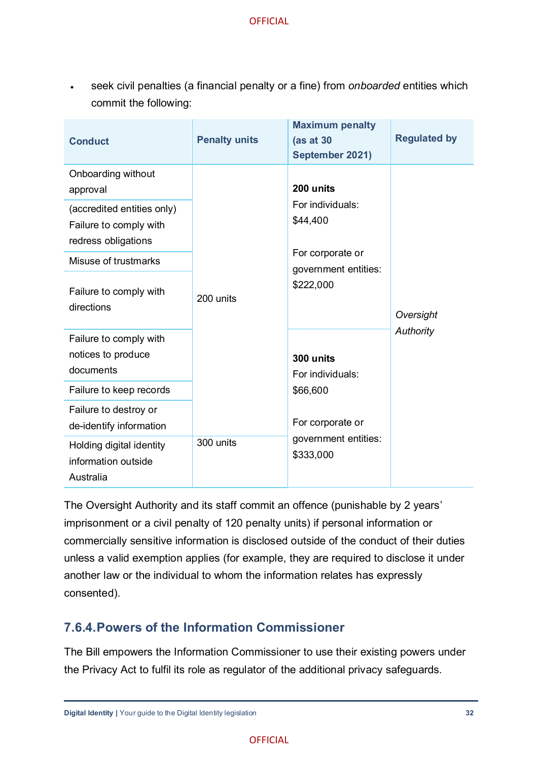- seek civil penalties (a financial penalty or a fine) from *onboarded* entities which commit the following:

| Conduct | Penalty units | Maximum penalty (as at 30 September 2021) | Regulated by |
|---|---|---|---|
| Onboarding without approval | 200 units | **200 units** For individuals: $44,400 For corporate or government entities: $222,000 | *Oversight Authority* |
| (accredited entities only) Failure to comply with redress obligations | | | |
| Misuse of trustmarks | | | |
| Failure to comply with directions | | | |
| Failure to comply with notices to produce documents | | **300 units** For individuals: $66,600 For corporate or government entities: $333,000 | |
| Failure to keep records | | | |
| Failure to destroy or de-identify information | | | |
| Holding digital identity information outside Australia | 300 units | | |

The Oversight Authority and its staff commit an offence (punishable by 2 years' imprisonment or a civil penalty of 120 penalty units) if personal information or commercially sensitive information is disclosed outside of the conduct of their duties unless a valid exemption applies (for example, they are required to disclose it under another law or the individual to whom the information relates has expressly consented).

### 7.6.4. Powers of the Information Commissioner

The Bill empowers the Information Commissioner to use their existing powers under the Privacy Act to fulfil its role as regulator of the additional privacy safeguards.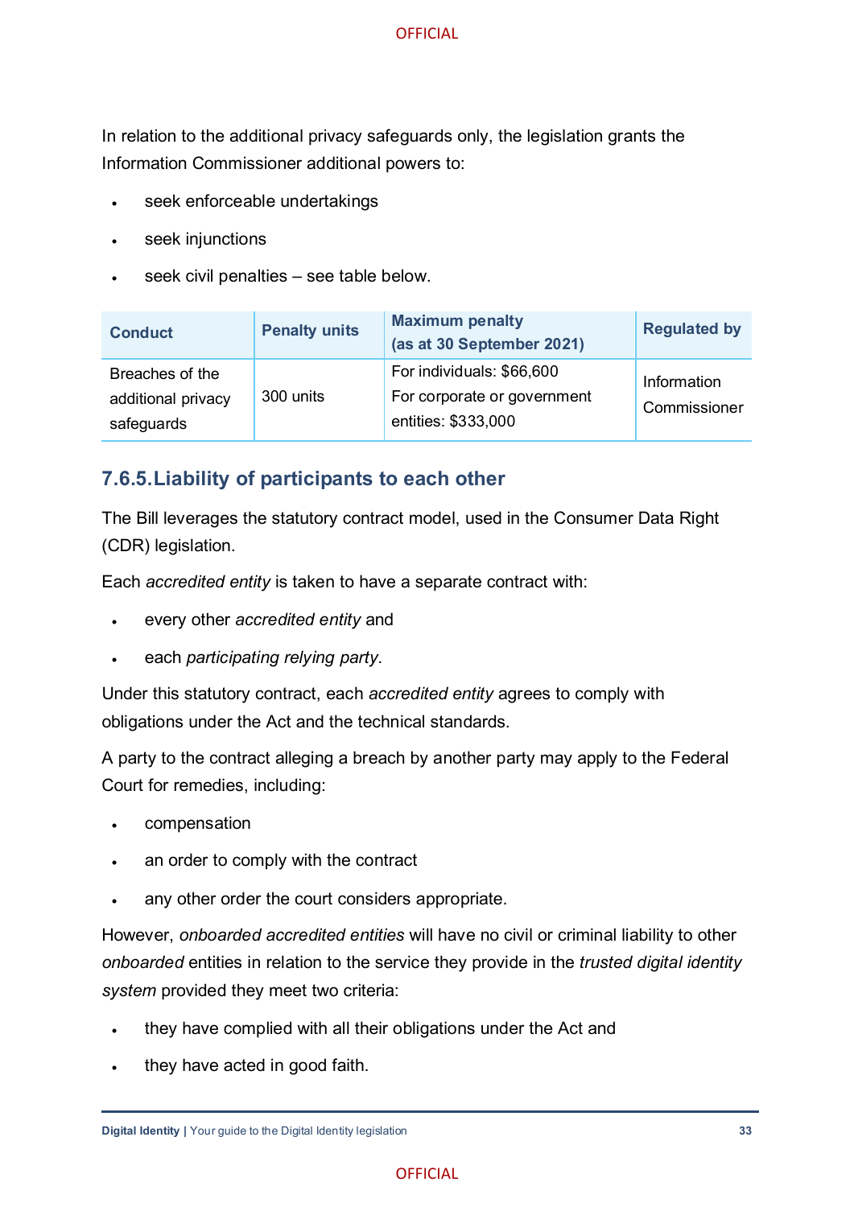In relation to the additional privacy safeguards only, the legislation grants the Information Commissioner additional powers to:

- seek enforceable undertakings
- seek injunctions
- seek civil penalties – see table below.

| Conduct | Penalty units | Maximum penalty (as at 30 September 2021) | Regulated by |
|---|---|---|---|
| Breaches of the additional privacy safeguards | 300 units | For individuals: $66,600<br>For corporate or government entities: $333,000 | Information Commissioner |

### 7.6.5. Liability of participants to each other

The Bill leverages the statutory contract model, used in the Consumer Data Right (CDR) legislation.

Each *accredited entity* is taken to have a separate contract with:

- every other *accredited entity* and
- each *participating relying party*.

Under this statutory contract, each *accredited entity* agrees to comply with obligations under the Act and the technical standards.

A party to the contract alleging a breach by another party may apply to the Federal Court for remedies, including:

- compensation
- an order to comply with the contract
- any other order the court considers appropriate.

However, *onboarded accredited entities* will have no civil or criminal liability to other *onboarded* entities in relation to the service they provide in the *trusted digital identity system* provided they meet two criteria:

- they have complied with all their obligations under the Act and
- they have acted in good faith.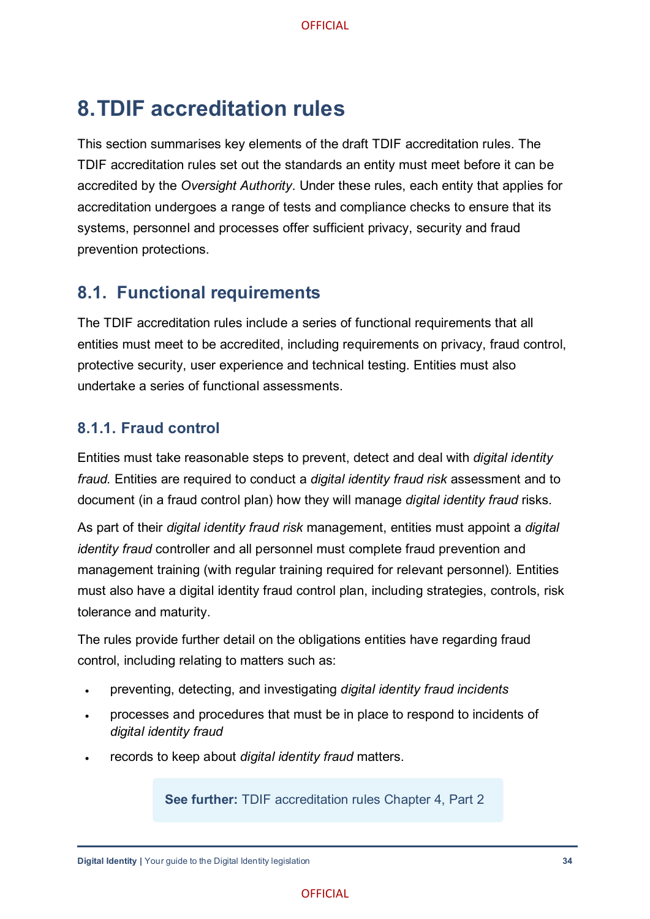# 8. TDIF accreditation rules

This section summarises key elements of the draft TDIF accreditation rules. The TDIF accreditation rules set out the standards an entity must meet before it can be accredited by the *Oversight Authority*. Under these rules, each entity that applies for accreditation undergoes a range of tests and compliance checks to ensure that its systems, personnel and processes offer sufficient privacy, security and fraud prevention protections.

## 8.1. Functional requirements

The TDIF accreditation rules include a series of functional requirements that all entities must meet to be accredited, including requirements on privacy, fraud control, protective security, user experience and technical testing. Entities must also undertake a series of functional assessments.

### 8.1.1. Fraud control

Entities must take reasonable steps to prevent, detect and deal with *digital identity fraud*. Entities are required to conduct a *digital identity fraud risk* assessment and to document (in a fraud control plan) how they will manage *digital identity fraud* risks.

As part of their *digital identity fraud risk* management, entities must appoint a *digital identity fraud* controller and all personnel must complete fraud prevention and management training (with regular training required for relevant personnel). Entities must also have a digital identity fraud control plan, including strategies, controls, risk tolerance and maturity.

The rules provide further detail on the obligations entities have regarding fraud control, including relating to matters such as:

- preventing, detecting, and investigating *digital identity fraud incidents*
- processes and procedures that must be in place to respond to incidents of *digital identity fraud*
- records to keep about *digital identity fraud* matters.

**See further:** TDIF accreditation rules Chapter 4, Part 2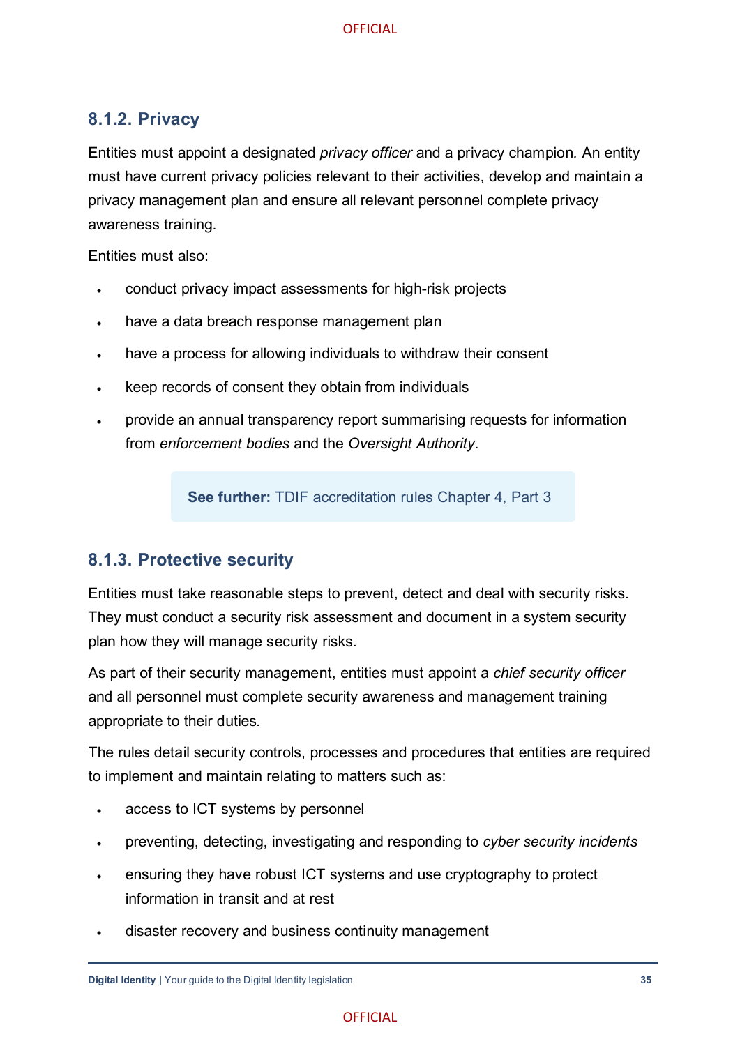### 8.1.2. Privacy

Entities must appoint a designated *privacy officer* and a privacy champion. An entity must have current privacy policies relevant to their activities, develop and maintain a privacy management plan and ensure all relevant personnel complete privacy awareness training.

Entities must also:

- conduct privacy impact assessments for high-risk projects
- have a data breach response management plan
- have a process for allowing individuals to withdraw their consent
- keep records of consent they obtain from individuals
- provide an annual transparency report summarising requests for information from *enforcement bodies* and the *Oversight Authority*.

> **See further:** TDIF accreditation rules Chapter 4, Part 3

### 8.1.3. Protective security

Entities must take reasonable steps to prevent, detect and deal with security risks. They must conduct a security risk assessment and document in a system security plan how they will manage security risks.

As part of their security management, entities must appoint a *chief security officer* and all personnel must complete security awareness and management training appropriate to their duties.

The rules detail security controls, processes and procedures that entities are required to implement and maintain relating to matters such as:

- access to ICT systems by personnel
- preventing, detecting, investigating and responding to *cyber security incidents*
- ensuring they have robust ICT systems and use cryptography to protect information in transit and at rest
- disaster recovery and business continuity management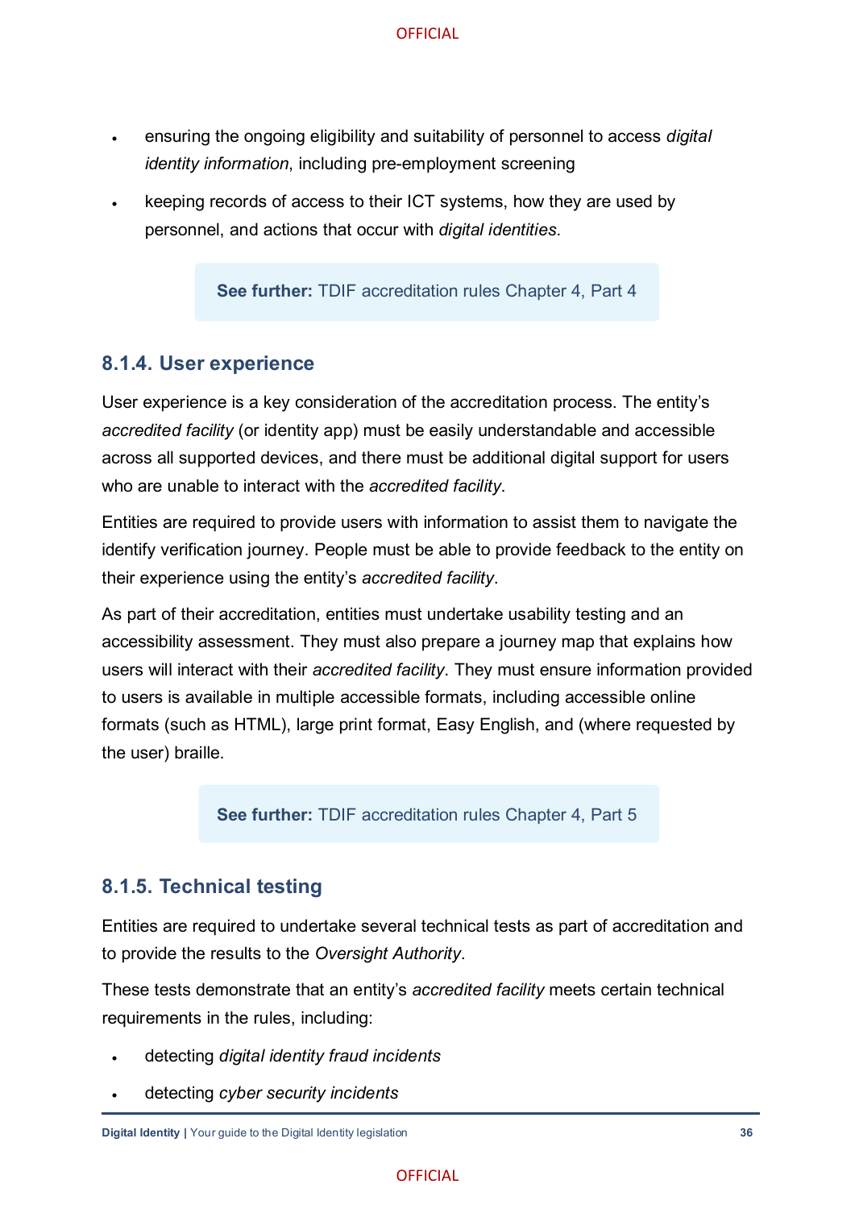- ensuring the ongoing eligibility and suitability of personnel to access *digital identity information*, including pre-employment screening
- keeping records of access to their ICT systems, how they are used by personnel, and actions that occur with *digital identities*.

> **See further:** TDIF accreditation rules Chapter 4, Part 4

### 8.1.4. User experience

User experience is a key consideration of the accreditation process. The entity's *accredited facility* (or identity app) must be easily understandable and accessible across all supported devices, and there must be additional digital support for users who are unable to interact with the *accredited facility*.

Entities are required to provide users with information to assist them to navigate the identify verification journey. People must be able to provide feedback to the entity on their experience using the entity's *accredited facility*.

As part of their accreditation, entities must undertake usability testing and an accessibility assessment. They must also prepare a journey map that explains how users will interact with their *accredited facility*. They must ensure information provided to users is available in multiple accessible formats, including accessible online formats (such as HTML), large print format, Easy English, and (where requested by the user) braille.

> **See further:** TDIF accreditation rules Chapter 4, Part 5

### 8.1.5. Technical testing

Entities are required to undertake several technical tests as part of accreditation and to provide the results to the *Oversight Authority*.

These tests demonstrate that an entity's *accredited facility* meets certain technical requirements in the rules, including:

- detecting *digital identity fraud incidents*
- detecting *cyber security incidents*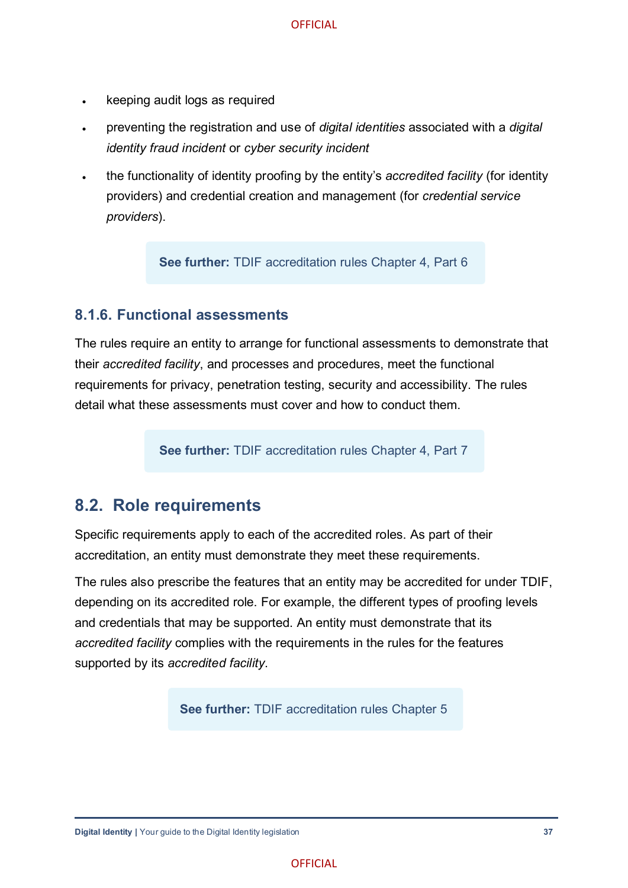- keeping audit logs as required
- preventing the registration and use of *digital identities* associated with a *digital identity fraud incident* or *cyber security incident*
- the functionality of identity proofing by the entity's *accredited facility* (for identity providers) and credential creation and management (for *credential service providers*).

> **See further:** TDIF accreditation rules Chapter 4, Part 6

### 8.1.6. Functional assessments

The rules require an entity to arrange for functional assessments to demonstrate that their *accredited facility*, and processes and procedures, meet the functional requirements for privacy, penetration testing, security and accessibility. The rules detail what these assessments must cover and how to conduct them.

> **See further:** TDIF accreditation rules Chapter 4, Part 7

## 8.2. Role requirements

Specific requirements apply to each of the accredited roles. As part of their accreditation, an entity must demonstrate they meet these requirements.

The rules also prescribe the features that an entity may be accredited for under TDIF, depending on its accredited role. For example, the different types of proofing levels and credentials that may be supported. An entity must demonstrate that its *accredited facility* complies with the requirements in the rules for the features supported by its *accredited facility*.

> **See further:** TDIF accreditation rules Chapter 5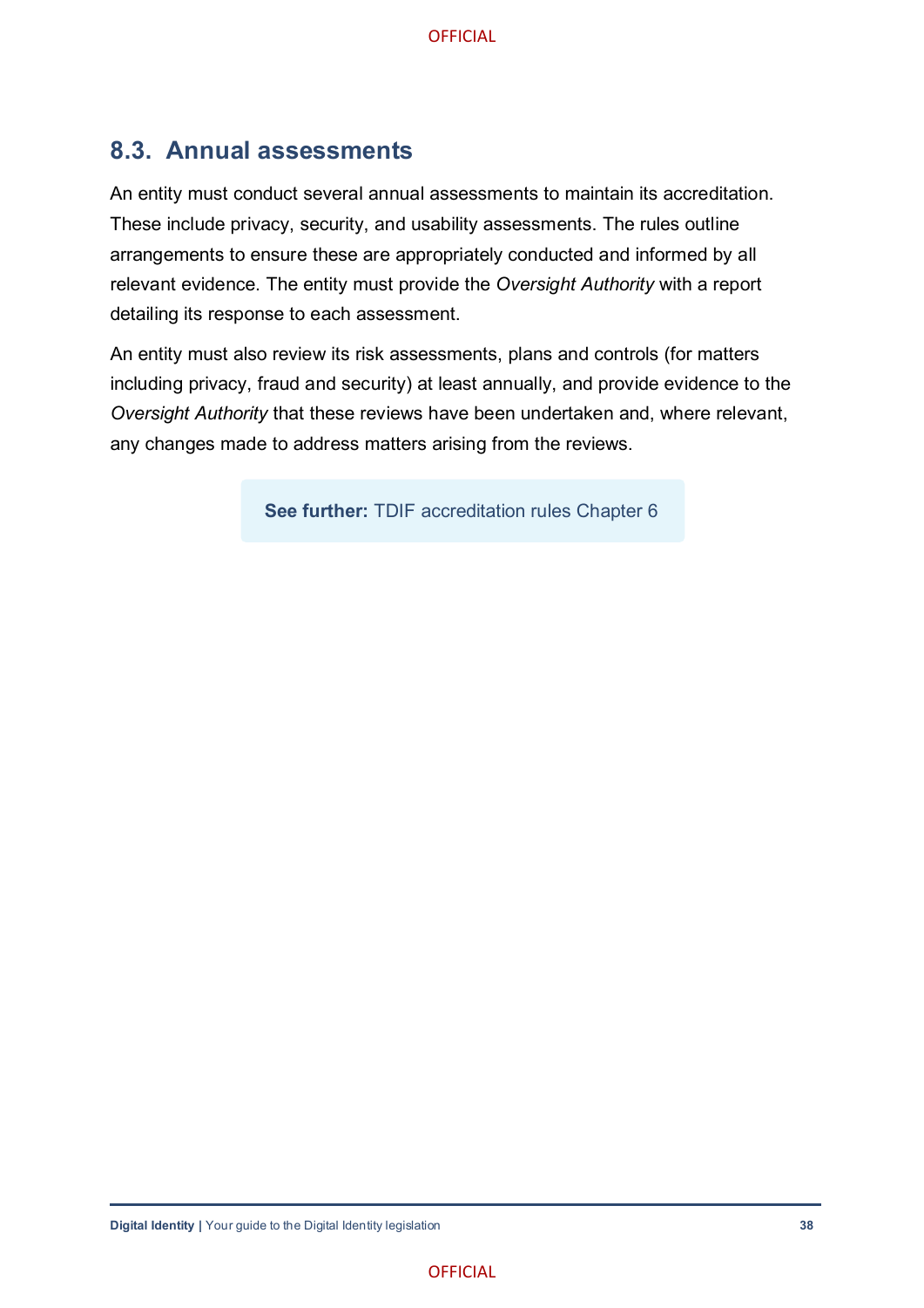## 8.3. Annual assessments

An entity must conduct several annual assessments to maintain its accreditation. These include privacy, security, and usability assessments. The rules outline arrangements to ensure these are appropriately conducted and informed by all relevant evidence. The entity must provide the *Oversight Authority* with a report detailing its response to each assessment.

An entity must also review its risk assessments, plans and controls (for matters including privacy, fraud and security) at least annually, and provide evidence to the *Oversight Authority* that these reviews have been undertaken and, where relevant, any changes made to address matters arising from the reviews.

> **See further:** TDIF accreditation rules Chapter 6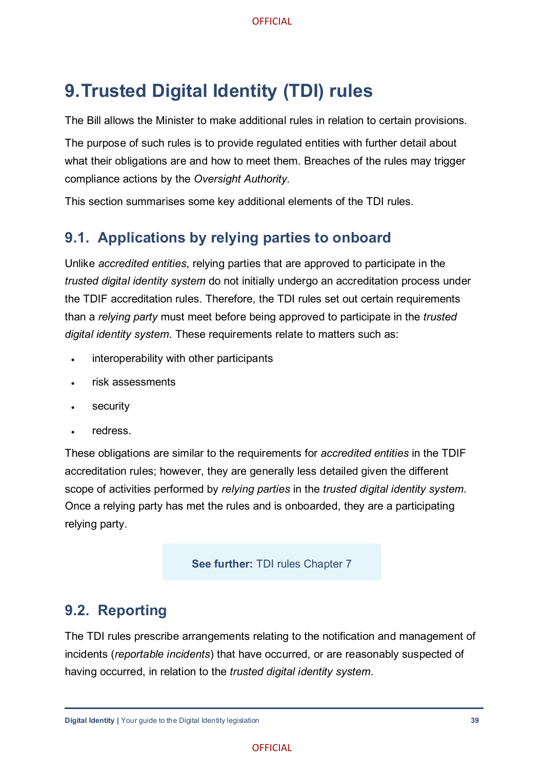# 9. Trusted Digital Identity (TDI) rules

The Bill allows the Minister to make additional rules in relation to certain provisions.

The purpose of such rules is to provide regulated entities with further detail about what their obligations are and how to meet them. Breaches of the rules may trigger compliance actions by the *Oversight Authority*.

This section summarises some key additional elements of the TDI rules.

## 9.1. Applications by relying parties to onboard

Unlike *accredited entities*, relying parties that are approved to participate in the *trusted digital identity system* do not initially undergo an accreditation process under the TDIF accreditation rules. Therefore, the TDI rules set out certain requirements than a *relying party* must meet before being approved to participate in the *trusted digital identity system*. These requirements relate to matters such as:

- interoperability with other participants
- risk assessments
- security
- redress.

These obligations are similar to the requirements for *accredited entities* in the TDIF accreditation rules; however, they are generally less detailed given the different scope of activities performed by *relying parties* in the *trusted digital identity system*. Once a relying party has met the rules and is onboarded, they are a participating relying party.

**See further:** TDI rules Chapter 7

## 9.2. Reporting

The TDI rules prescribe arrangements relating to the notification and management of incidents (*reportable incidents*) that have occurred, or are reasonably suspected of having occurred, in relation to the *trusted digital identity system*.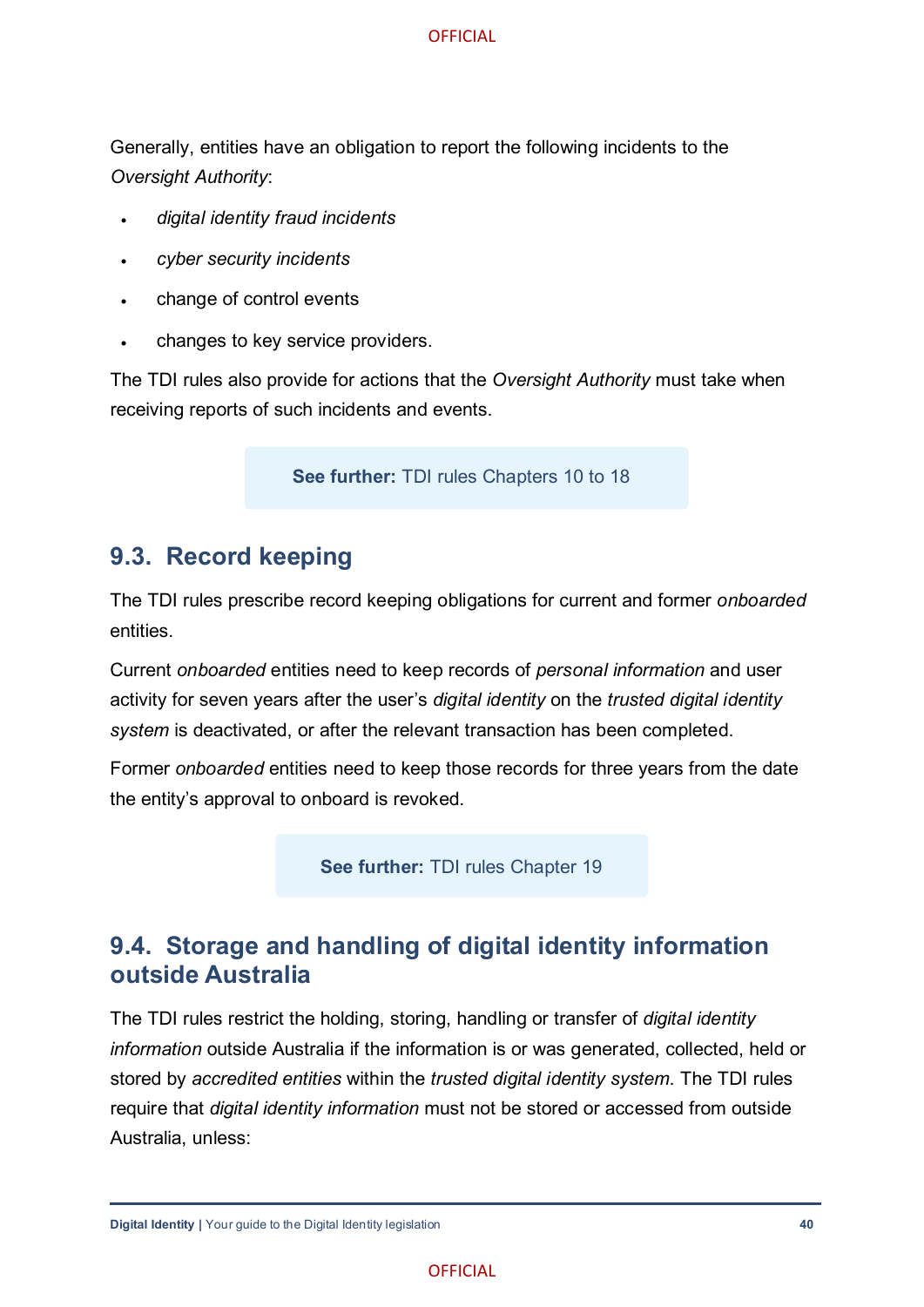Generally, entities have an obligation to report the following incidents to the *Oversight Authority*:

- *digital identity fraud incidents*
- *cyber security incidents*
- change of control events
- changes to key service providers.

The TDI rules also provide for actions that the *Oversight Authority* must take when receiving reports of such incidents and events.

**See further:** TDI rules Chapters 10 to 18

## 9.3. Record keeping

The TDI rules prescribe record keeping obligations for current and former *onboarded* entities.

Current *onboarded* entities need to keep records of *personal information* and user activity for seven years after the user's *digital identity* on the *trusted digital identity system* is deactivated, or after the relevant transaction has been completed.

Former *onboarded* entities need to keep those records for three years from the date the entity's approval to onboard is revoked.

**See further:** TDI rules Chapter 19

## 9.4. Storage and handling of digital identity information outside Australia

The TDI rules restrict the holding, storing, handling or transfer of *digital identity information* outside Australia if the information is or was generated, collected, held or stored by *accredited entities* within the *trusted digital identity system*. The TDI rules require that *digital identity information* must not be stored or accessed from outside Australia, unless: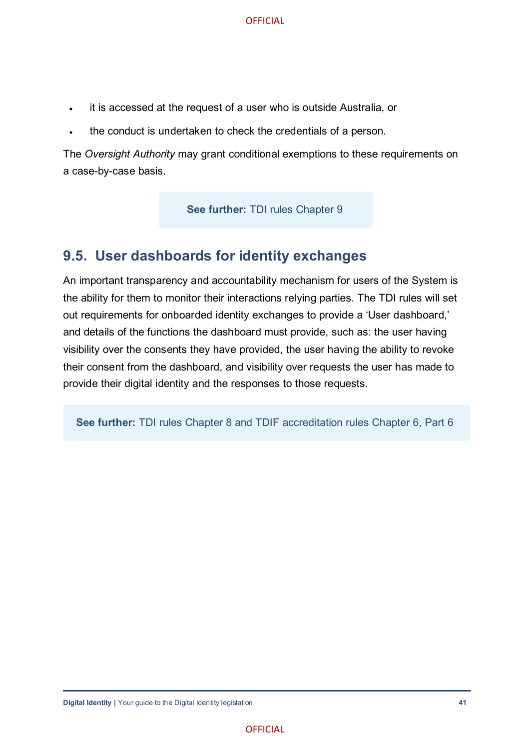- it is accessed at the request of a user who is outside Australia, or
- the conduct is undertaken to check the credentials of a person.

The *Oversight Authority* may grant conditional exemptions to these requirements on a case-by-case basis.

**See further:** TDI rules Chapter 9

## 9.5. User dashboards for identity exchanges

An important transparency and accountability mechanism for users of the System is the ability for them to monitor their interactions relying parties. The TDI rules will set out requirements for onboarded identity exchanges to provide a 'User dashboard,' and details of the functions the dashboard must provide, such as: the user having visibility over the consents they have provided, the user having the ability to revoke their consent from the dashboard, and visibility over requests the user has made to provide their digital identity and the responses to those requests.

**See further:** TDI rules Chapter 8 and TDIF accreditation rules Chapter 6, Part 6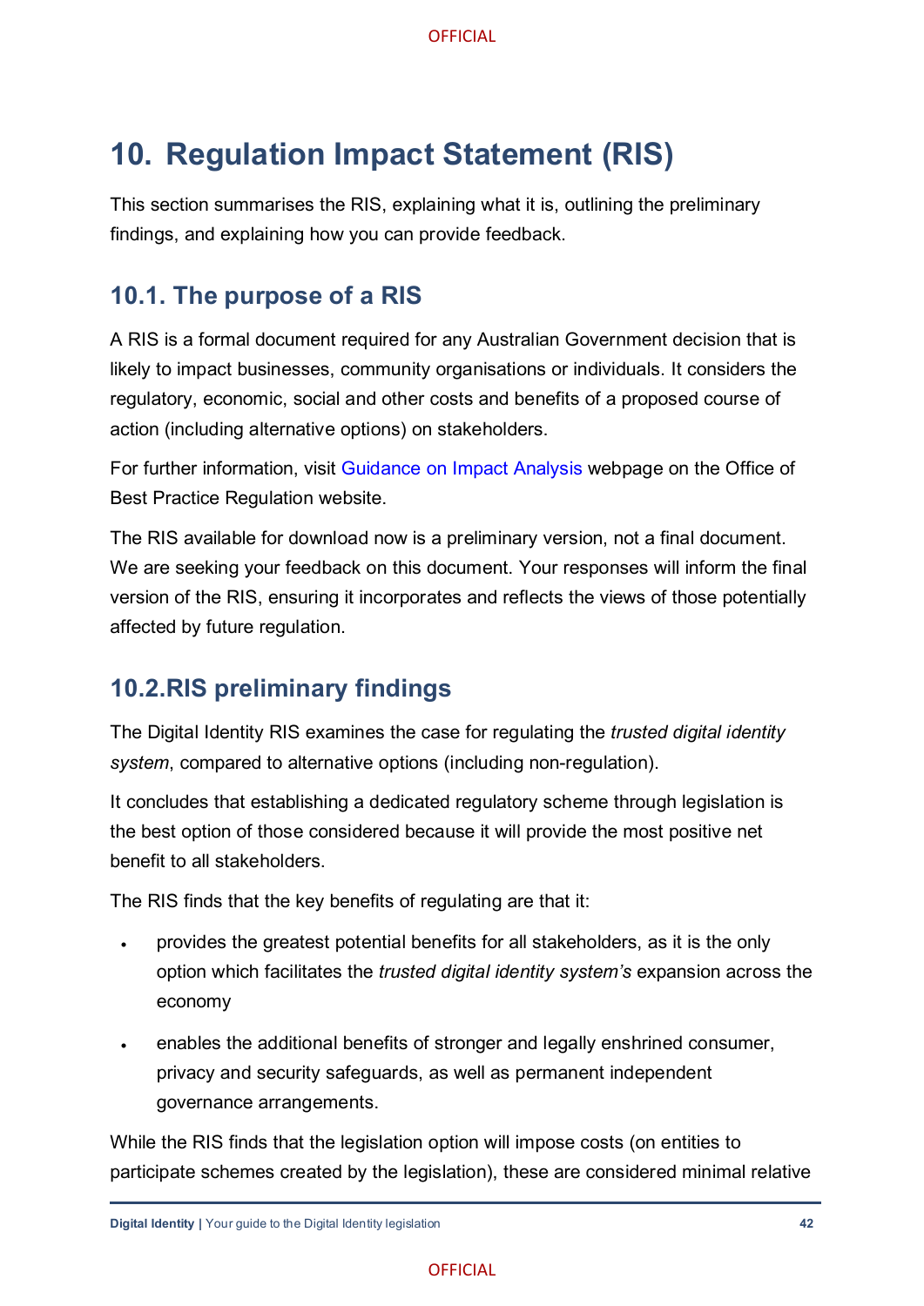# 10. Regulation Impact Statement (RIS)

This section summarises the RIS, explaining what it is, outlining the preliminary findings, and explaining how you can provide feedback.

## 10.1. The purpose of a RIS

A RIS is a formal document required for any Australian Government decision that is likely to impact businesses, community organisations or individuals. It considers the regulatory, economic, social and other costs and benefits of a proposed course of action (including alternative options) on stakeholders.

For further information, visit Guidance on Impact Analysis webpage on the Office of Best Practice Regulation website.

The RIS available for download now is a preliminary version, not a final document. We are seeking your feedback on this document. Your responses will inform the final version of the RIS, ensuring it incorporates and reflects the views of those potentially affected by future regulation.

## 10.2.RIS preliminary findings

The Digital Identity RIS examines the case for regulating the *trusted digital identity system*, compared to alternative options (including non-regulation).

It concludes that establishing a dedicated regulatory scheme through legislation is the best option of those considered because it will provide the most positive net benefit to all stakeholders.

The RIS finds that the key benefits of regulating are that it:

- provides the greatest potential benefits for all stakeholders, as it is the only option which facilitates the *trusted digital identity system's* expansion across the economy
- enables the additional benefits of stronger and legally enshrined consumer, privacy and security safeguards, as well as permanent independent governance arrangements.

While the RIS finds that the legislation option will impose costs (on entities to participate schemes created by the legislation), these are considered minimal relative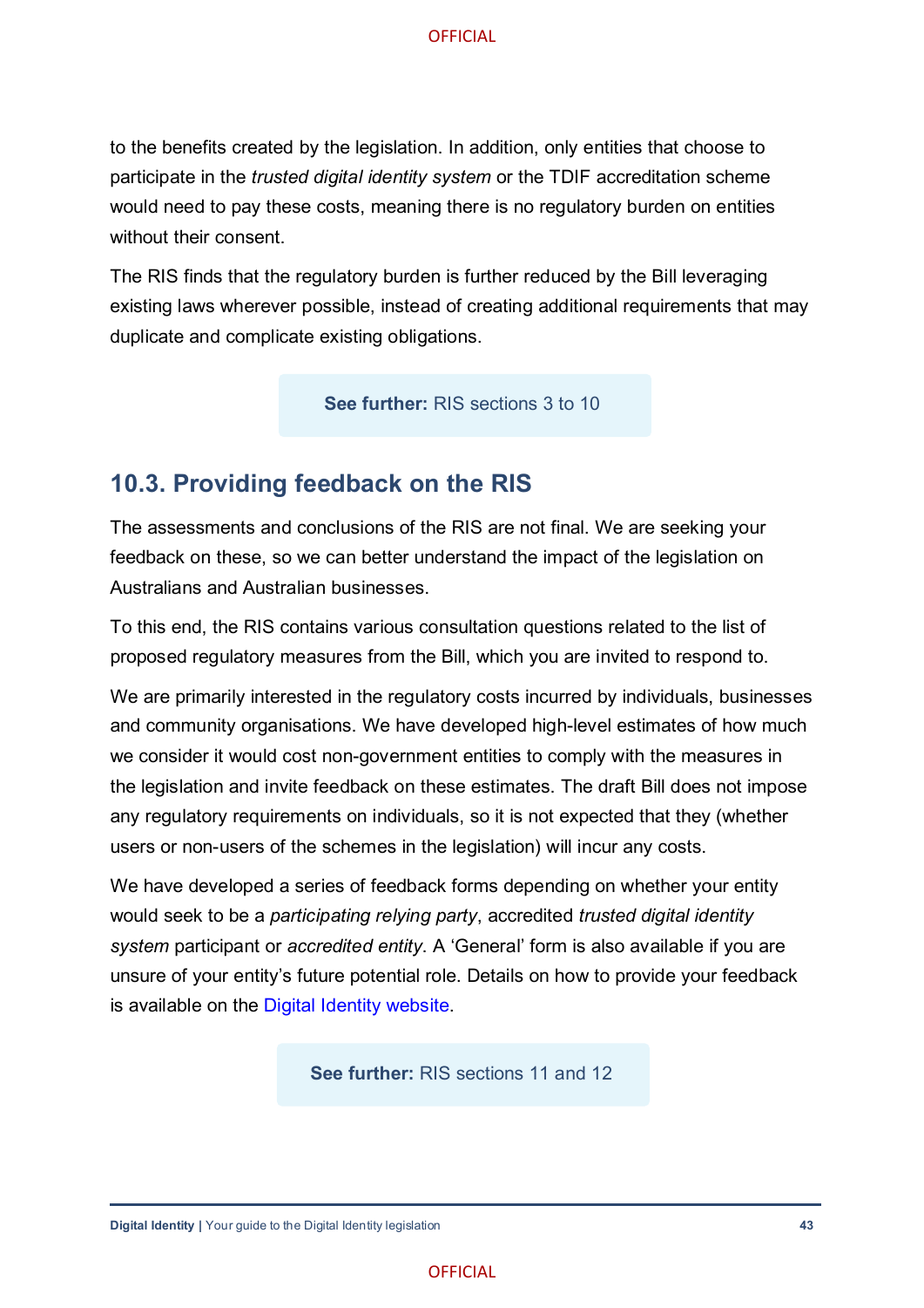to the benefits created by the legislation. In addition, only entities that choose to participate in the *trusted digital identity system* or the TDIF accreditation scheme would need to pay these costs, meaning there is no regulatory burden on entities without their consent.

The RIS finds that the regulatory burden is further reduced by the Bill leveraging existing laws wherever possible, instead of creating additional requirements that may duplicate and complicate existing obligations.

**See further:** RIS sections 3 to 10

## 10.3. Providing feedback on the RIS

The assessments and conclusions of the RIS are not final. We are seeking your feedback on these, so we can better understand the impact of the legislation on Australians and Australian businesses.

To this end, the RIS contains various consultation questions related to the list of proposed regulatory measures from the Bill, which you are invited to respond to.

We are primarily interested in the regulatory costs incurred by individuals, businesses and community organisations. We have developed high-level estimates of how much we consider it would cost non-government entities to comply with the measures in the legislation and invite feedback on these estimates. The draft Bill does not impose any regulatory requirements on individuals, so it is not expected that they (whether users or non-users of the schemes in the legislation) will incur any costs.

We have developed a series of feedback forms depending on whether your entity would seek to be a *participating relying party*, accredited *trusted digital identity system* participant or *accredited entity*. A 'General' form is also available if you are unsure of your entity's future potential role. Details on how to provide your feedback is available on the Digital Identity website.

**See further:** RIS sections 11 and 12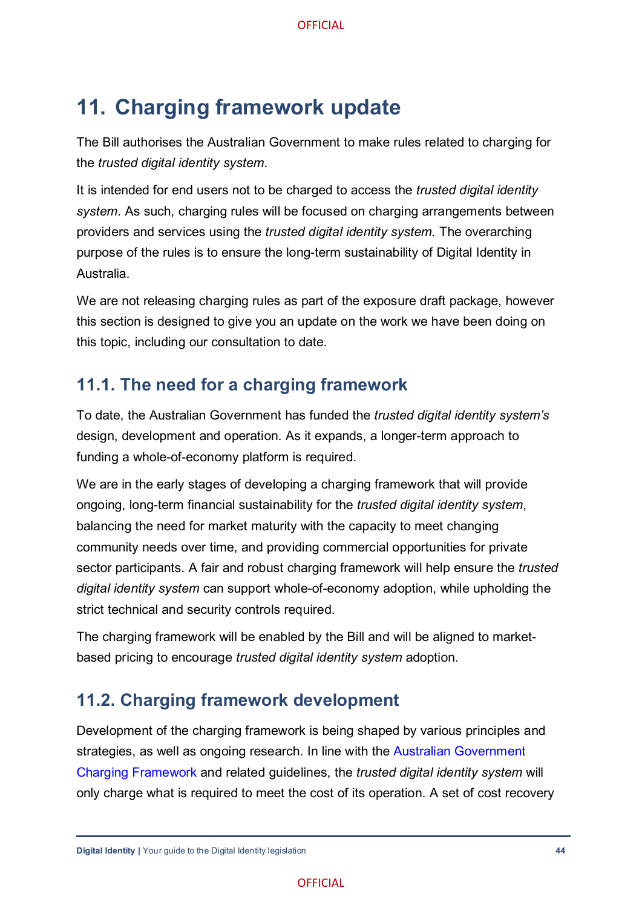# 11. Charging framework update

The Bill authorises the Australian Government to make rules related to charging for the *trusted digital identity system*.

It is intended for end users not to be charged to access the *trusted digital identity system*. As such, charging rules will be focused on charging arrangements between providers and services using the *trusted digital identity system.* The overarching purpose of the rules is to ensure the long-term sustainability of Digital Identity in Australia.

We are not releasing charging rules as part of the exposure draft package, however this section is designed to give you an update on the work we have been doing on this topic, including our consultation to date.

## 11.1. The need for a charging framework

To date, the Australian Government has funded the *trusted digital identity system's* design, development and operation. As it expands, a longer-term approach to funding a whole-of-economy platform is required.

We are in the early stages of developing a charging framework that will provide ongoing, long-term financial sustainability for the *trusted digital identity system*, balancing the need for market maturity with the capacity to meet changing community needs over time, and providing commercial opportunities for private sector participants. A fair and robust charging framework will help ensure the *trusted digital identity system* can support whole-of-economy adoption, while upholding the strict technical and security controls required.

The charging framework will be enabled by the Bill and will be aligned to market-based pricing to encourage *trusted digital identity system* adoption.

## 11.2. Charging framework development

Development of the charging framework is being shaped by various principles and strategies, as well as ongoing research. In line with the Australian Government Charging Framework and related guidelines, the *trusted digital identity system* will only charge what is required to meet the cost of its operation. A set of cost recovery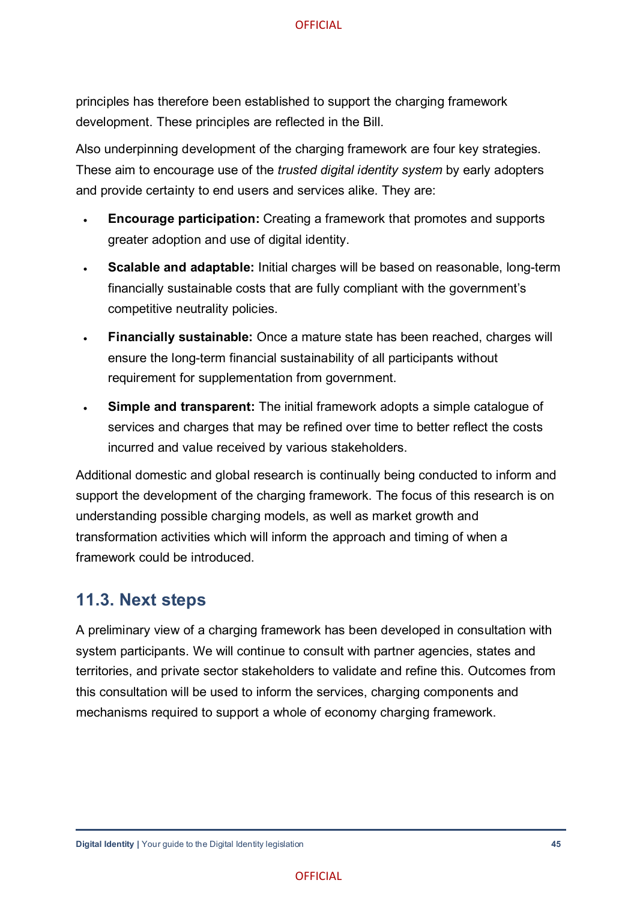principles has therefore been established to support the charging framework development. These principles are reflected in the Bill.

Also underpinning development of the charging framework are four key strategies. These aim to encourage use of the *trusted digital identity system* by early adopters and provide certainty to end users and services alike. They are:

- **Encourage participation:** Creating a framework that promotes and supports greater adoption and use of digital identity.
- **Scalable and adaptable:** Initial charges will be based on reasonable, long-term financially sustainable costs that are fully compliant with the government's competitive neutrality policies.
- **Financially sustainable:** Once a mature state has been reached, charges will ensure the long-term financial sustainability of all participants without requirement for supplementation from government.
- **Simple and transparent:** The initial framework adopts a simple catalogue of services and charges that may be refined over time to better reflect the costs incurred and value received by various stakeholders.

Additional domestic and global research is continually being conducted to inform and support the development of the charging framework. The focus of this research is on understanding possible charging models, as well as market growth and transformation activities which will inform the approach and timing of when a framework could be introduced.

## 11.3. Next steps

A preliminary view of a charging framework has been developed in consultation with system participants. We will continue to consult with partner agencies, states and territories, and private sector stakeholders to validate and refine this. Outcomes from this consultation will be used to inform the services, charging components and mechanisms required to support a whole of economy charging framework.